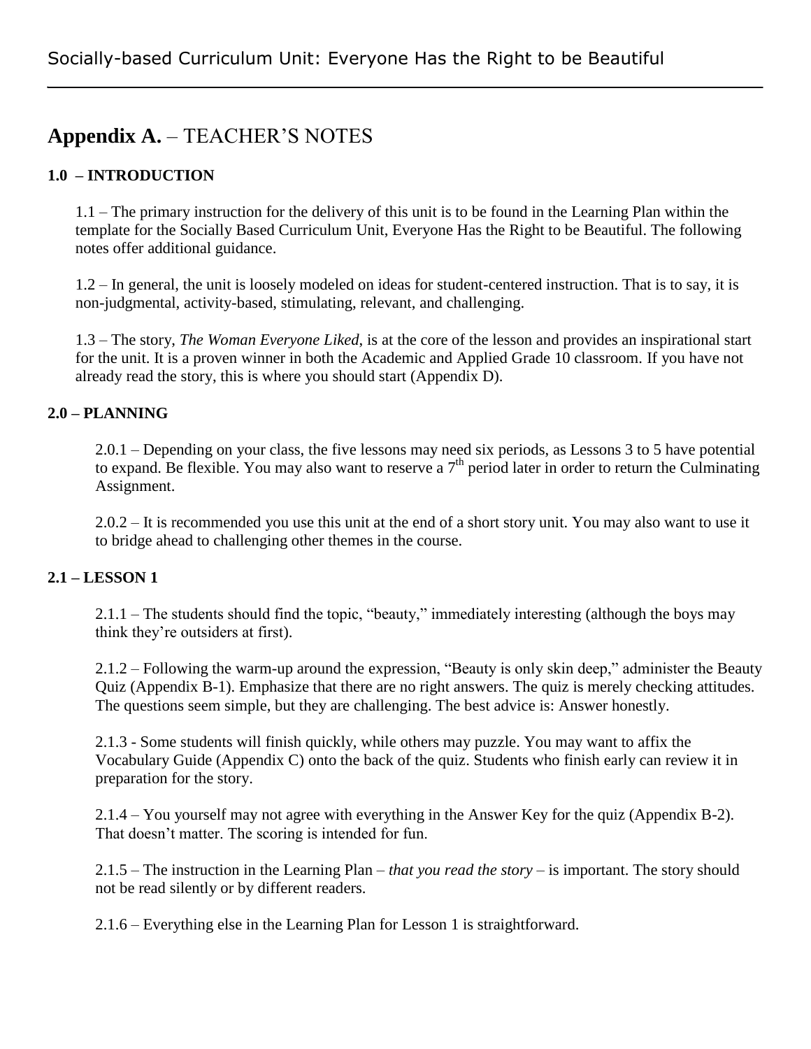# Appendix A. – TEACHER'S NOTES

## 1.0 – INTRODUCTION

1.1 – The primary instruction for the delivery of this unit is to be found in the Learning Plan within the template for the Socially Based Curriculum Unit, Everyone Has the Right to be Beautiful. The following notes offer additional guidance.

1.2 – In general, the unit is loosely modeled on ideas for student-centered instruction. That is to say, it is non-judgmental, activity-based, stimulating, relevant, and challenging.

1.3 – The story, *The Woman Everyone Liked,* is at the core of the lesson and provides an inspirational start for the unit. It is a proven winner in both the Academic and Applied Grade 10 classroom. If you have not already read the story, this is where you should start (Appendix D).

## 2.0 – PLANNING

2.0.1 – Depending on your class, the five lessons may need six periods, as Lessons 3 to 5 have potential to expand. Be flexible. You may also want to reserve a 7th period later in order to return the Culminating Assignment.

2.0.2 – It is recommended you use this unit at the end of a short story unit. You may also want to use it to bridge ahead to challenging other themes in the course.

## 2.1 – LESSON 1

2.1.1 – The students should find the topic, "beauty," immediately interesting (although the boys may think they're outsiders at first).

2.1.2 – Following the warm-up around the expression, "Beauty is only skin deep," administer the Beauty Quiz (Appendix B-1). Emphasize that there are no right answers. The quiz is merely checking attitudes. The questions seem simple, but they are challenging. The best advice is: Answer honestly.

2.1.3 - Some students will finish quickly, while others may puzzle. You may want to affix the Vocabulary Guide (Appendix C) onto the back of the quiz. Students who finish early can review it in preparation for the story.

2.1.4 – You yourself may not agree with everything in the Answer Key for the quiz (Appendix B-2). That doesn't matter. The scoring is intended for fun.

2.1.5 – The instruction in the Learning Plan – *that you read the story* – is important. The story should not be read silently or by different readers.

2.1.6 – Everything else in the Learning Plan for Lesson 1 is straightforward.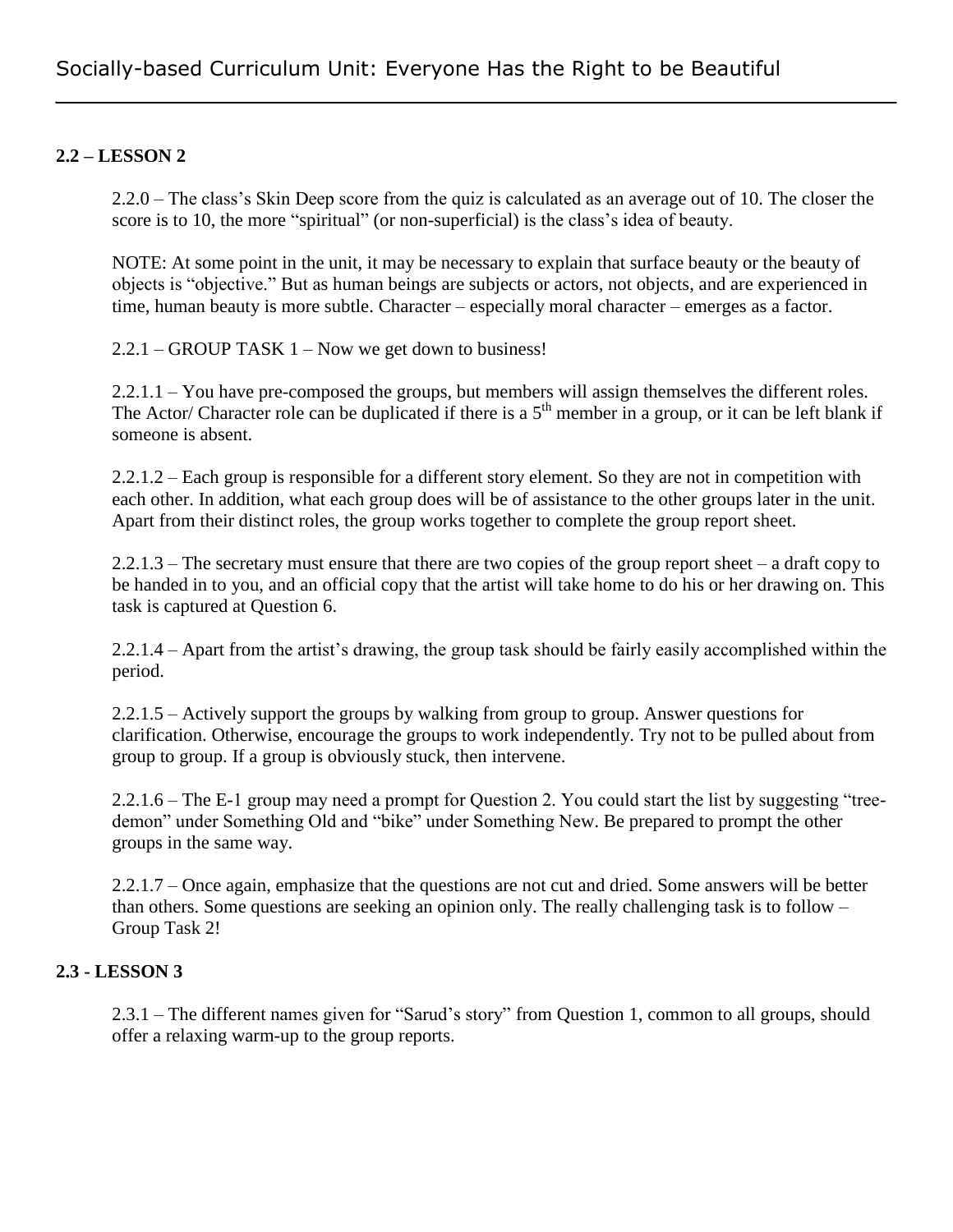## 2.2 – LESSON 2

2.2.0 – The class's Skin Deep score from the quiz is calculated as an average out of 10. The closer the score is to 10, the more "spiritual" (or non-superficial) is the class's idea of beauty.

NOTE: At some point in the unit, it may be necessary to explain that surface beauty or the beauty of objects is "objective." But as human beings are subjects or actors, not objects, and are experienced in time, human beauty is more subtle. Character – especially moral character – emerges as a factor.

2.2.1 – GROUP TASK 1 – Now we get down to business!

2.2.1.1 – You have pre-composed the groups, but members will assign themselves the different roles. The Actor/ Character role can be duplicated if there is a 5th member in a group, or it can be left blank if someone is absent.

2.2.1.2 – Each group is responsible for a different story element. So they are not in competition with each other. In addition, what each group does will be of assistance to the other groups later in the unit. Apart from their distinct roles, the group works together to complete the group report sheet.

2.2.1.3 – The secretary must ensure that there are two copies of the group report sheet – a draft copy to be handed in to you, and an official copy that the artist will take home to do his or her drawing on. This task is captured at Question 6.

2.2.1.4 – Apart from the artist's drawing, the group task should be fairly easily accomplished within the period.

2.2.1.5 – Actively support the groups by walking from group to group. Answer questions for clarification. Otherwise, encourage the groups to work independently. Try not to be pulled about from group to group. If a group is obviously stuck, then intervene.

2.2.1.6 – The E-1 group may need a prompt for Question 2. You could start the list by suggesting "tree-demon" under Something Old and "bike" under Something New. Be prepared to prompt the other groups in the same way.

2.2.1.7 – Once again, emphasize that the questions are not cut and dried. Some answers will be better than others. Some questions are seeking an opinion only. The really challenging task is to follow – Group Task 2!

## 2.3 - LESSON 3

2.3.1 – The different names given for "Sarud's story" from Question 1, common to all groups, should offer a relaxing warm-up to the group reports.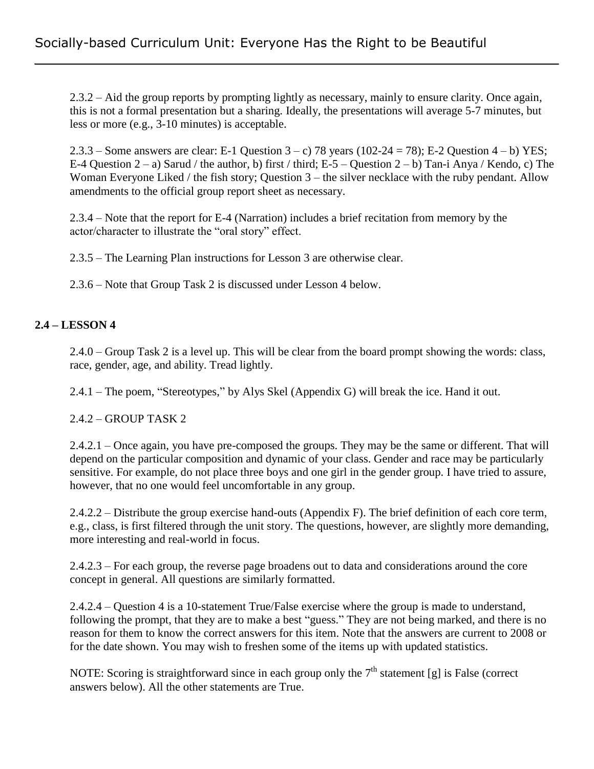2.3.2 – Aid the group reports by prompting lightly as necessary, mainly to ensure clarity. Once again, this is not a formal presentation but a sharing. Ideally, the presentations will average 5-7 minutes, but less or more (e.g., 3-10 minutes) is acceptable.

2.3.3 – Some answers are clear: E-1 Question 3 – c) 78 years (102-24 = 78); E-2 Question 4 – b) YES; E-4 Question 2 – a) Sarud / the author, b) first / third; E-5 – Question 2 – b) Tan-i Anya / Kendo, c) The Woman Everyone Liked / the fish story; Question 3 – the silver necklace with the ruby pendant. Allow amendments to the official group report sheet as necessary.

2.3.4 – Note that the report for E-4 (Narration) includes a brief recitation from memory by the actor/character to illustrate the "oral story" effect.

2.3.5 – The Learning Plan instructions for Lesson 3 are otherwise clear.

2.3.6 – Note that Group Task 2 is discussed under Lesson 4 below.

## 2.4 – LESSON 4

2.4.0 – Group Task 2 is a level up. This will be clear from the board prompt showing the words: class, race, gender, age, and ability. Tread lightly.

2.4.1 – The poem, "Stereotypes," by Alys Skel (Appendix G) will break the ice. Hand it out.

2.4.2 – GROUP TASK 2

2.4.2.1 – Once again, you have pre-composed the groups. They may be the same or different. That will depend on the particular composition and dynamic of your class. Gender and race may be particularly sensitive. For example, do not place three boys and one girl in the gender group. I have tried to assure, however, that no one would feel uncomfortable in any group.

2.4.2.2 – Distribute the group exercise hand-outs (Appendix F). The brief definition of each core term, e.g., class, is first filtered through the unit story. The questions, however, are slightly more demanding, more interesting and real-world in focus.

2.4.2.3 – For each group, the reverse page broadens out to data and considerations around the core concept in general. All questions are similarly formatted.

2.4.2.4 – Question 4 is a 10-statement True/False exercise where the group is made to understand, following the prompt, that they are to make a best "guess." They are not being marked, and there is no reason for them to know the correct answers for this item. Note that the answers are current to 2008 or for the date shown. You may wish to freshen some of the items up with updated statistics.

NOTE: Scoring is straightforward since in each group only the 7th statement [g] is False (correct answers below). All the other statements are True.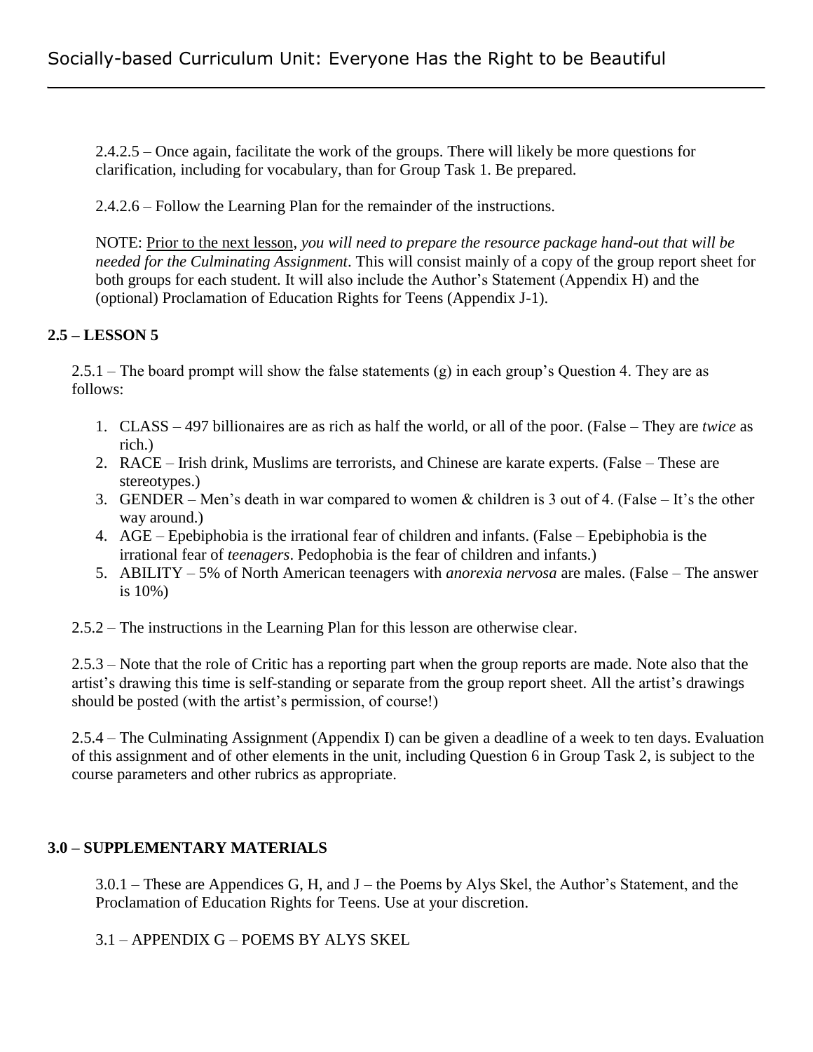2.4.2.5 – Once again, facilitate the work of the groups. There will likely be more questions for clarification, including for vocabulary, than for Group Task 1. Be prepared.

2.4.2.6 – Follow the Learning Plan for the remainder of the instructions.

NOTE: Prior to the next lesson, *you will need to prepare the resource package hand-out that will be needed for the Culminating Assignment*. This will consist mainly of a copy of the group report sheet for both groups for each student. It will also include the Author's Statement (Appendix H) and the (optional) Proclamation of Education Rights for Teens (Appendix J-1).

### 2.5 – LESSON 5

2.5.1 – The board prompt will show the false statements (g) in each group's Question 4. They are as follows:

1. CLASS – 497 billionaires are as rich as half the world, or all of the poor. (False – They are *twice* as rich.)
2. RACE – Irish drink, Muslims are terrorists, and Chinese are karate experts. (False – These are stereotypes.)
3. GENDER – Men's death in war compared to women & children is 3 out of 4. (False – It's the other way around.)
4. AGE – Epebiphobia is the irrational fear of children and infants. (False – Epebiphobia is the irrational fear of *teenagers*. Pedophobia is the fear of children and infants.)
5. ABILITY – 5% of North American teenagers with *anorexia nervosa* are males. (False – The answer is 10%)

2.5.2 – The instructions in the Learning Plan for this lesson are otherwise clear.

2.5.3 – Note that the role of Critic has a reporting part when the group reports are made. Note also that the artist's drawing this time is self-standing or separate from the group report sheet. All the artist's drawings should be posted (with the artist's permission, of course!)

2.5.4 – The Culminating Assignment (Appendix I) can be given a deadline of a week to ten days. Evaluation of this assignment and of other elements in the unit, including Question 6 in Group Task 2, is subject to the course parameters and other rubrics as appropriate.

## 3.0 – SUPPLEMENTARY MATERIALS

3.0.1 – These are Appendices G, H, and J – the Poems by Alys Skel, the Author's Statement, and the Proclamation of Education Rights for Teens. Use at your discretion.

3.1 – APPENDIX G – POEMS BY ALYS SKEL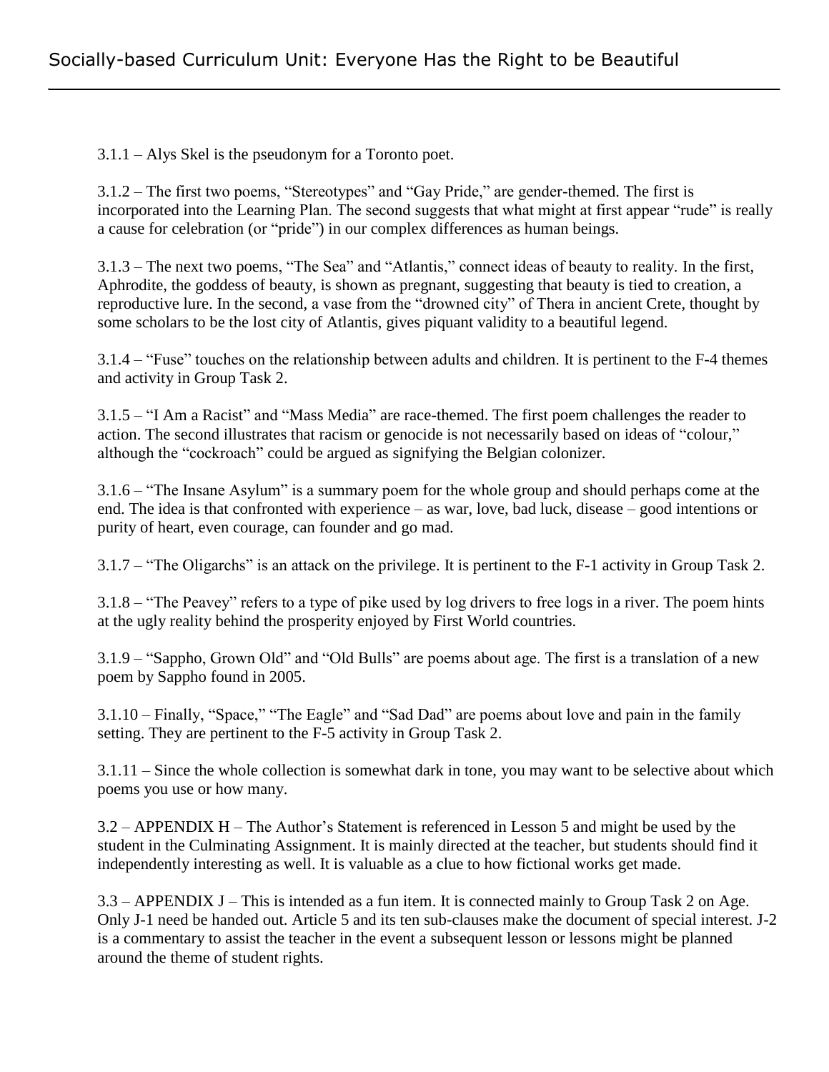3.1.1 – Alys Skel is the pseudonym for a Toronto poet.

3.1.2 – The first two poems, "Stereotypes" and "Gay Pride," are gender-themed. The first is incorporated into the Learning Plan. The second suggests that what might at first appear "rude" is really a cause for celebration (or "pride") in our complex differences as human beings.

3.1.3 – The next two poems, "The Sea" and "Atlantis," connect ideas of beauty to reality. In the first, Aphrodite, the goddess of beauty, is shown as pregnant, suggesting that beauty is tied to creation, a reproductive lure. In the second, a vase from the "drowned city" of Thera in ancient Crete, thought by some scholars to be the lost city of Atlantis, gives piquant validity to a beautiful legend.

3.1.4 – "Fuse" touches on the relationship between adults and children. It is pertinent to the F-4 themes and activity in Group Task 2.

3.1.5 – "I Am a Racist" and "Mass Media" are race-themed. The first poem challenges the reader to action. The second illustrates that racism or genocide is not necessarily based on ideas of "colour," although the "cockroach" could be argued as signifying the Belgian colonizer.

3.1.6 – "The Insane Asylum" is a summary poem for the whole group and should perhaps come at the end. The idea is that confronted with experience – as war, love, bad luck, disease – good intentions or purity of heart, even courage, can founder and go mad.

3.1.7 – "The Oligarchs" is an attack on the privilege. It is pertinent to the F-1 activity in Group Task 2.

3.1.8 – "The Peavey" refers to a type of pike used by log drivers to free logs in a river. The poem hints at the ugly reality behind the prosperity enjoyed by First World countries.

3.1.9 – "Sappho, Grown Old" and "Old Bulls" are poems about age. The first is a translation of a new poem by Sappho found in 2005.

3.1.10 – Finally, "Space," "The Eagle" and "Sad Dad" are poems about love and pain in the family setting. They are pertinent to the F-5 activity in Group Task 2.

3.1.11 – Since the whole collection is somewhat dark in tone, you may want to be selective about which poems you use or how many.

3.2 – APPENDIX H – The Author's Statement is referenced in Lesson 5 and might be used by the student in the Culminating Assignment. It is mainly directed at the teacher, but students should find it independently interesting as well. It is valuable as a clue to how fictional works get made.

3.3 – APPENDIX J – This is intended as a fun item. It is connected mainly to Group Task 2 on Age. Only J-1 need be handed out. Article 5 and its ten sub-clauses make the document of special interest. J-2 is a commentary to assist the teacher in the event a subsequent lesson or lessons might be planned around the theme of student rights.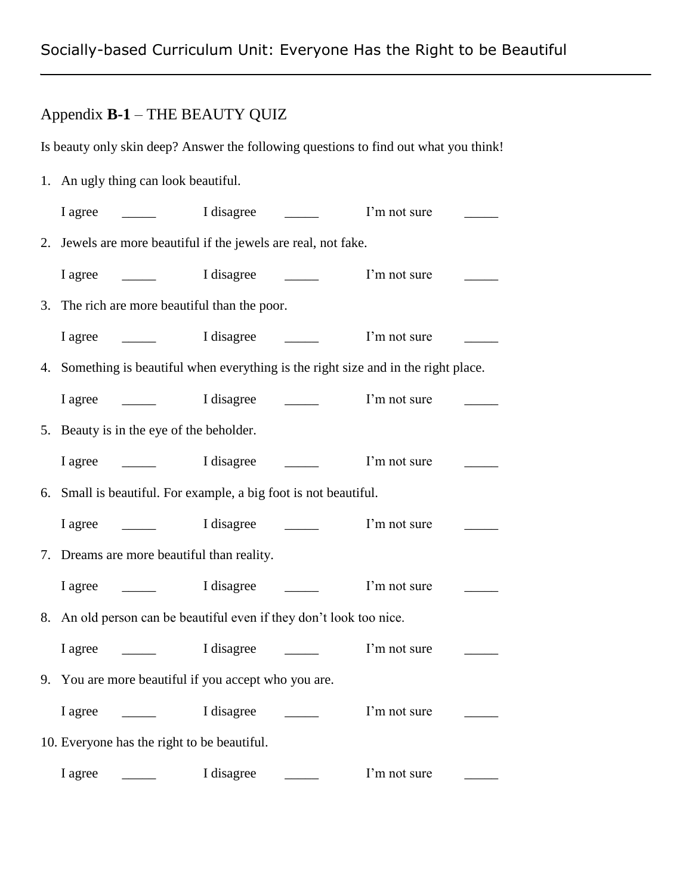## Appendix **B-1** – THE BEAUTY QUIZ

Is beauty only skin deep? Answer the following questions to find out what you think!

1. An ugly thing can look beautiful.

   I agree _____ I disagree _____ I'm not sure _____

2. Jewels are more beautiful if the jewels are real, not fake.

   I agree _____ I disagree _____ I'm not sure _____

3. The rich are more beautiful than the poor.

   I agree _____ I disagree _____ I'm not sure _____

4. Something is beautiful when everything is the right size and in the right place.

   I agree _____ I disagree _____ I'm not sure _____

5. Beauty is in the eye of the beholder.

   I agree _____ I disagree _____ I'm not sure _____

6. Small is beautiful. For example, a big foot is not beautiful.

   I agree _____ I disagree _____ I'm not sure _____

7. Dreams are more beautiful than reality.

   I agree _____ I disagree _____ I'm not sure _____

8. An old person can be beautiful even if they don't look too nice.

   I agree _____ I disagree _____ I'm not sure _____

9. You are more beautiful if you accept who you are.

   I agree _____ I disagree _____ I'm not sure _____

10. Everyone has the right to be beautiful.

    I agree _____ I disagree _____ I'm not sure _____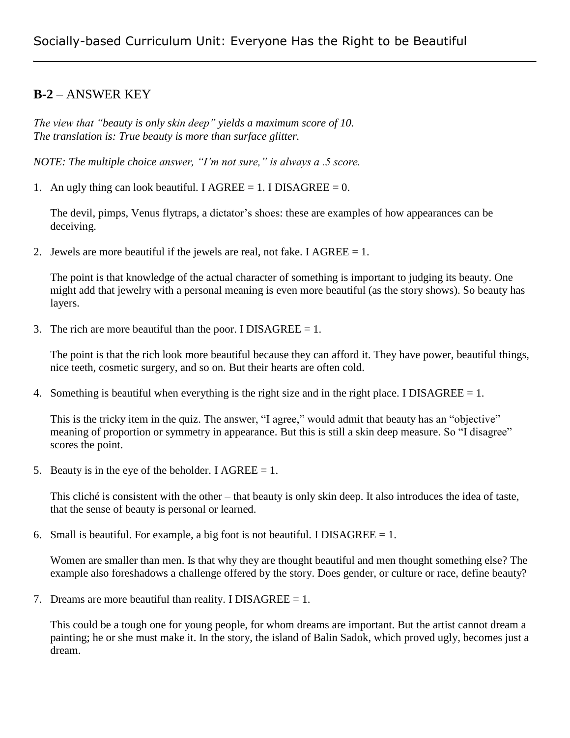## **B-2** – ANSWER KEY

*The view that "beauty is only skin deep" yields a maximum score of 10.*
*The translation is: True beauty is more than surface glitter.*

*NOTE: The multiple choice answer, "I'm not sure," is always a .5 score.*

1. An ugly thing can look beautiful. I AGREE = 1. I DISAGREE = 0.

   The devil, pimps, Venus flytraps, a dictator's shoes: these are examples of how appearances can be deceiving.

2. Jewels are more beautiful if the jewels are real, not fake. I AGREE = 1.

   The point is that knowledge of the actual character of something is important to judging its beauty. One might add that jewelry with a personal meaning is even more beautiful (as the story shows). So beauty has layers.

3. The rich are more beautiful than the poor. I DISAGREE = 1.

   The point is that the rich look more beautiful because they can afford it. They have power, beautiful things, nice teeth, cosmetic surgery, and so on. But their hearts are often cold.

4. Something is beautiful when everything is the right size and in the right place. I DISAGREE = 1.

   This is the tricky item in the quiz. The answer, "I agree," would admit that beauty has an "objective" meaning of proportion or symmetry in appearance. But this is still a skin deep measure. So "I disagree" scores the point.

5. Beauty is in the eye of the beholder. I AGREE = 1.

   This cliché is consistent with the other – that beauty is only skin deep. It also introduces the idea of taste, that the sense of beauty is personal or learned.

6. Small is beautiful. For example, a big foot is not beautiful. I DISAGREE = 1.

   Women are smaller than men. Is that why they are thought beautiful and men thought something else? The example also foreshadows a challenge offered by the story. Does gender, or culture or race, define beauty?

7. Dreams are more beautiful than reality. I DISAGREE = 1.

   This could be a tough one for young people, for whom dreams are important. But the artist cannot dream a painting; he or she must make it. In the story, the island of Balin Sadok, which proved ugly, becomes just a dream.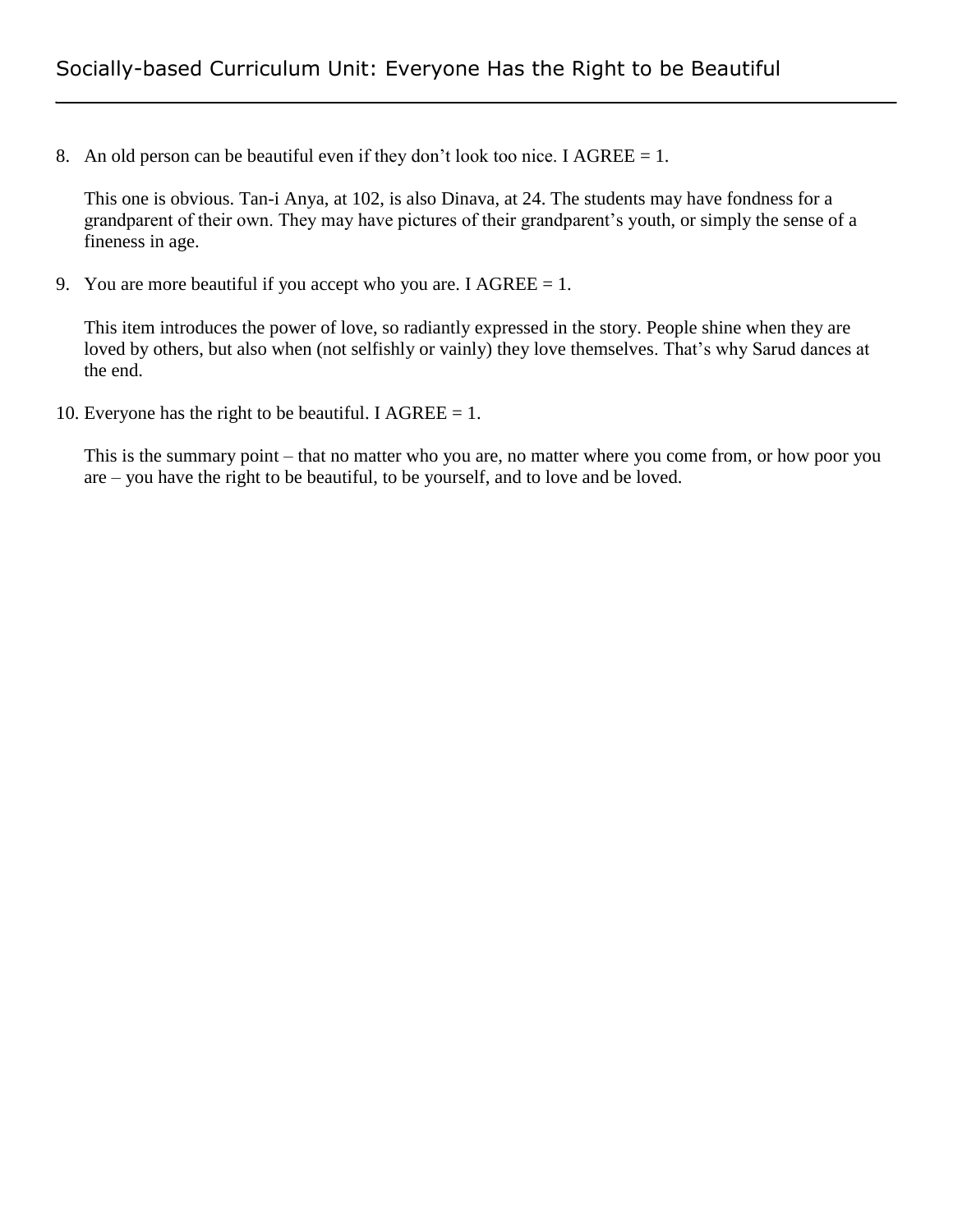8. An old person can be beautiful even if they don’t look too nice. I AGREE = 1.

   This one is obvious. Tan-i Anya, at 102, is also Dinava, at 24. The students may have fondness for a grandparent of their own. They may have pictures of their grandparent’s youth, or simply the sense of a fineness in age.

9. You are more beautiful if you accept who you are. I AGREE = 1.

   This item introduces the power of love, so radiantly expressed in the story. People shine when they are loved by others, but also when (not selfishly or vainly) they love themselves. That’s why Sarud dances at the end.

10. Everyone has the right to be beautiful. I AGREE = 1.

    This is the summary point – that no matter who you are, no matter where you come from, or how poor you are – you have the right to be beautiful, to be yourself, and to love and be loved.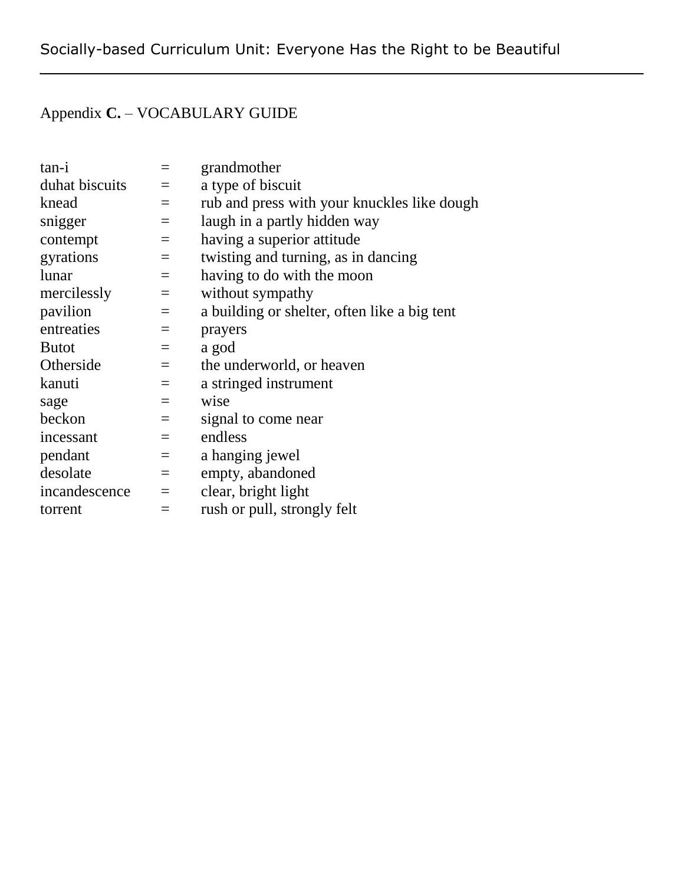## Appendix **C.** – VOCABULARY GUIDE

| | | |
|---|---|---|
| tan-i | = | grandmother |
| duhat biscuits | = | a type of biscuit |
| knead | = | rub and press with your knuckles like dough |
| snigger | = | laugh in a partly hidden way |
| contempt | = | having a superior attitude |
| gyrations | = | twisting and turning, as in dancing |
| lunar | = | having to do with the moon |
| mercilessly | = | without sympathy |
| pavilion | = | a building or shelter, often like a big tent |
| entreaties | = | prayers |
| Butot | = | a god |
| Otherside | = | the underworld, or heaven |
| kanuti | = | a stringed instrument |
| sage | = | wise |
| beckon | = | signal to come near |
| incessant | = | endless |
| pendant | = | a hanging jewel |
| desolate | = | empty, abandoned |
| incandescence | = | clear, bright light |
| torrent | = | rush or pull, strongly felt |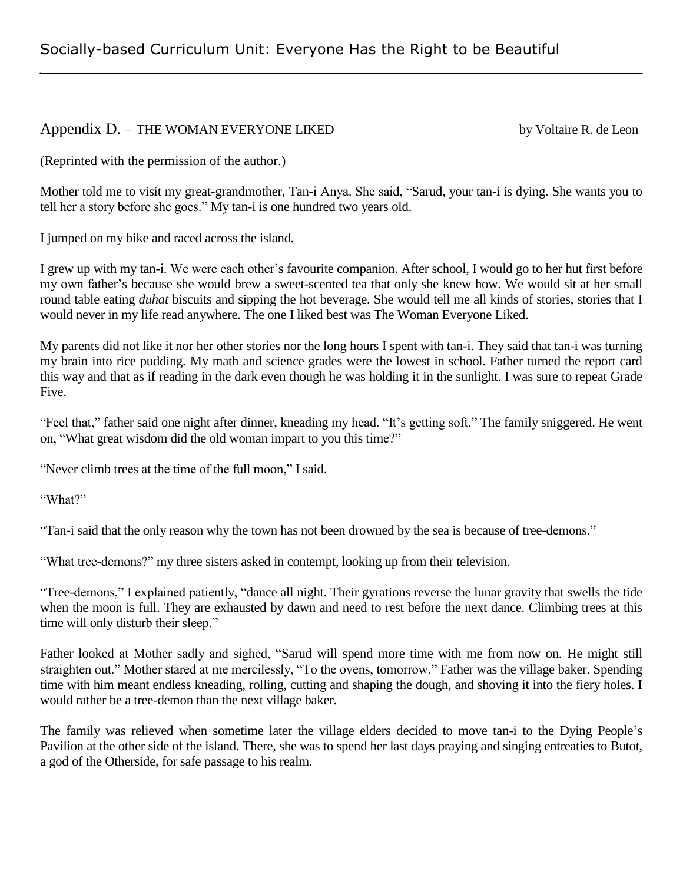## Appendix D. – THE WOMAN EVERYONE LIKED

by Voltaire R. de Leon

(Reprinted with the permission of the author.)

Mother told me to visit my great-grandmother, Tan-i Anya. She said, "Sarud, your tan-i is dying. She wants you to tell her a story before she goes." My tan-i is one hundred two years old.

I jumped on my bike and raced across the island.

I grew up with my tan-i. We were each other's favourite companion. After school, I would go to her hut first before my own father's because she would brew a sweet-scented tea that only she knew how. We would sit at her small round table eating *duhat* biscuits and sipping the hot beverage. She would tell me all kinds of stories, stories that I would never in my life read anywhere. The one I liked best was The Woman Everyone Liked.

My parents did not like it nor her other stories nor the long hours I spent with tan-i. They said that tan-i was turning my brain into rice pudding. My math and science grades were the lowest in school. Father turned the report card this way and that as if reading in the dark even though he was holding it in the sunlight. I was sure to repeat Grade Five.

"Feel that," father said one night after dinner, kneading my head. "It's getting soft." The family sniggered. He went on, "What great wisdom did the old woman impart to you this time?"

"Never climb trees at the time of the full moon," I said.

"What?"

"Tan-i said that the only reason why the town has not been drowned by the sea is because of tree-demons."

"What tree-demons?" my three sisters asked in contempt, looking up from their television.

"Tree-demons," I explained patiently, "dance all night. Their gyrations reverse the lunar gravity that swells the tide when the moon is full. They are exhausted by dawn and need to rest before the next dance. Climbing trees at this time will only disturb their sleep."

Father looked at Mother sadly and sighed, "Sarud will spend more time with me from now on. He might still straighten out." Mother stared at me mercilessly, "To the ovens, tomorrow." Father was the village baker. Spending time with him meant endless kneading, rolling, cutting and shaping the dough, and shoving it into the fiery holes. I would rather be a tree-demon than the next village baker.

The family was relieved when sometime later the village elders decided to move tan-i to the Dying People's Pavilion at the other side of the island. There, she was to spend her last days praying and singing entreaties to Butot, a god of the Otherside, for safe passage to his realm.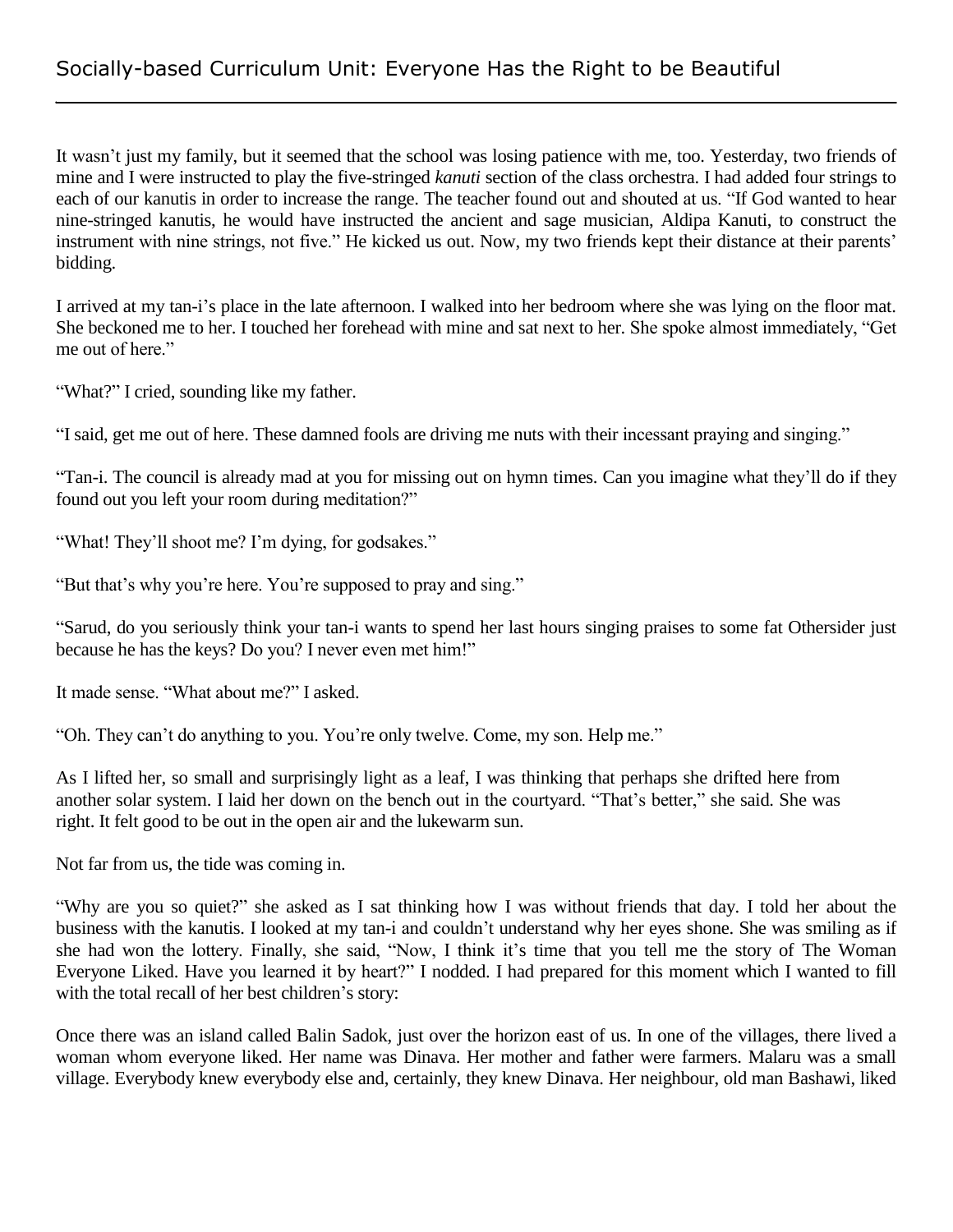It wasn't just my family, but it seemed that the school was losing patience with me, too. Yesterday, two friends of mine and I were instructed to play the five-stringed *kanuti* section of the class orchestra. I had added four strings to each of our kanutis in order to increase the range. The teacher found out and shouted at us. "If God wanted to hear nine-stringed kanutis, he would have instructed the ancient and sage musician, Aldipa Kanuti, to construct the instrument with nine strings, not five." He kicked us out. Now, my two friends kept their distance at their parents' bidding.

I arrived at my tan-i's place in the late afternoon. I walked into her bedroom where she was lying on the floor mat. She beckoned me to her. I touched her forehead with mine and sat next to her. She spoke almost immediately, "Get me out of here."

"What?" I cried, sounding like my father.

"I said, get me out of here. These damned fools are driving me nuts with their incessant praying and singing."

"Tan-i. The council is already mad at you for missing out on hymn times. Can you imagine what they'll do if they found out you left your room during meditation?"

"What! They'll shoot me? I'm dying, for godsakes."

"But that's why you're here. You're supposed to pray and sing."

"Sarud, do you seriously think your tan-i wants to spend her last hours singing praises to some fat Othersider just because he has the keys? Do you? I never even met him!"

It made sense. "What about me?" I asked.

"Oh. They can't do anything to you. You're only twelve. Come, my son. Help me."

As I lifted her, so small and surprisingly light as a leaf, I was thinking that perhaps she drifted here from another solar system. I laid her down on the bench out in the courtyard. "That's better," she said. She was right. It felt good to be out in the open air and the lukewarm sun.

Not far from us, the tide was coming in.

"Why are you so quiet?" she asked as I sat thinking how I was without friends that day. I told her about the business with the kanutis. I looked at my tan-i and couldn't understand why her eyes shone. She was smiling as if she had won the lottery. Finally, she said, "Now, I think it's time that you tell me the story of The Woman Everyone Liked. Have you learned it by heart?" I nodded. I had prepared for this moment which I wanted to fill with the total recall of her best children's story:

Once there was an island called Balin Sadok, just over the horizon east of us. In one of the villages, there lived a woman whom everyone liked. Her name was Dinava. Her mother and father were farmers. Malaru was a small village. Everybody knew everybody else and, certainly, they knew Dinava. Her neighbour, old man Bashawi, liked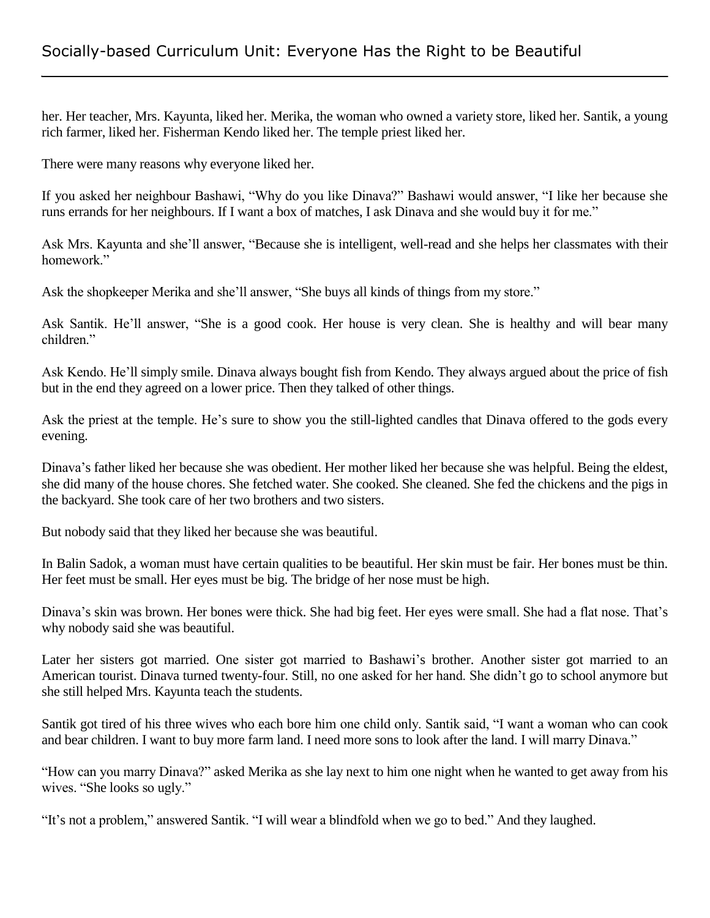her. Her teacher, Mrs. Kayunta, liked her. Merika, the woman who owned a variety store, liked her. Santik, a young rich farmer, liked her. Fisherman Kendo liked her. The temple priest liked her.

There were many reasons why everyone liked her.

If you asked her neighbour Bashawi, "Why do you like Dinava?" Bashawi would answer, "I like her because she runs errands for her neighbours. If I want a box of matches, I ask Dinava and she would buy it for me."

Ask Mrs. Kayunta and she'll answer, "Because she is intelligent, well-read and she helps her classmates with their homework."

Ask the shopkeeper Merika and she'll answer, "She buys all kinds of things from my store."

Ask Santik. He'll answer, "She is a good cook. Her house is very clean. She is healthy and will bear many children."

Ask Kendo. He'll simply smile. Dinava always bought fish from Kendo. They always argued about the price of fish but in the end they agreed on a lower price. Then they talked of other things.

Ask the priest at the temple. He's sure to show you the still-lighted candles that Dinava offered to the gods every evening.

Dinava's father liked her because she was obedient. Her mother liked her because she was helpful. Being the eldest, she did many of the house chores. She fetched water. She cooked. She cleaned. She fed the chickens and the pigs in the backyard. She took care of her two brothers and two sisters.

But nobody said that they liked her because she was beautiful.

In Balin Sadok, a woman must have certain qualities to be beautiful. Her skin must be fair. Her bones must be thin. Her feet must be small. Her eyes must be big. The bridge of her nose must be high.

Dinava's skin was brown. Her bones were thick. She had big feet. Her eyes were small. She had a flat nose. That's why nobody said she was beautiful.

Later her sisters got married. One sister got married to Bashawi's brother. Another sister got married to an American tourist. Dinava turned twenty-four. Still, no one asked for her hand. She didn't go to school anymore but she still helped Mrs. Kayunta teach the students.

Santik got tired of his three wives who each bore him one child only. Santik said, "I want a woman who can cook and bear children. I want to buy more farm land. I need more sons to look after the land. I will marry Dinava."

"How can you marry Dinava?" asked Merika as she lay next to him one night when he wanted to get away from his wives. "She looks so ugly."

"It's not a problem," answered Santik. "I will wear a blindfold when we go to bed." And they laughed.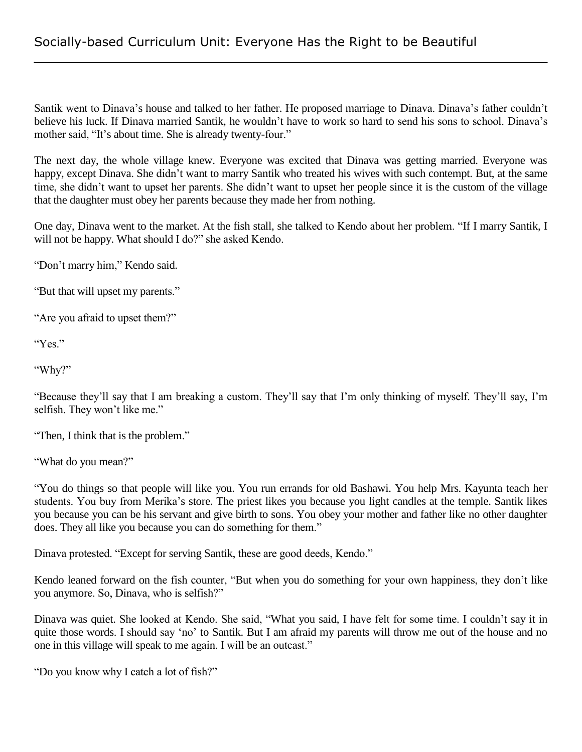Santik went to Dinava's house and talked to her father. He proposed marriage to Dinava. Dinava's father couldn't believe his luck. If Dinava married Santik, he wouldn't have to work so hard to send his sons to school. Dinava's mother said, "It's about time. She is already twenty-four."

The next day, the whole village knew. Everyone was excited that Dinava was getting married. Everyone was happy, except Dinava. She didn't want to marry Santik who treated his wives with such contempt. But, at the same time, she didn't want to upset her parents. She didn't want to upset her people since it is the custom of the village that the daughter must obey her parents because they made her from nothing.

One day, Dinava went to the market. At the fish stall, she talked to Kendo about her problem. "If I marry Santik, I will not be happy. What should I do?" she asked Kendo.

"Don't marry him," Kendo said.

"But that will upset my parents."

"Are you afraid to upset them?"

"Yes."

"Why?"

"Because they'll say that I am breaking a custom. They'll say that I'm only thinking of myself. They'll say, I'm selfish. They won't like me."

"Then, I think that is the problem."

"What do you mean?"

"You do things so that people will like you. You run errands for old Bashawi. You help Mrs. Kayunta teach her students. You buy from Merika's store. The priest likes you because you light candles at the temple. Santik likes you because you can be his servant and give birth to sons. You obey your mother and father like no other daughter does. They all like you because you can do something for them."

Dinava protested. "Except for serving Santik, these are good deeds, Kendo."

Kendo leaned forward on the fish counter, "But when you do something for your own happiness, they don't like you anymore. So, Dinava, who is selfish?"

Dinava was quiet. She looked at Kendo. She said, "What you said, I have felt for some time. I couldn't say it in quite those words. I should say 'no' to Santik. But I am afraid my parents will throw me out of the house and no one in this village will speak to me again. I will be an outcast."

"Do you know why I catch a lot of fish?"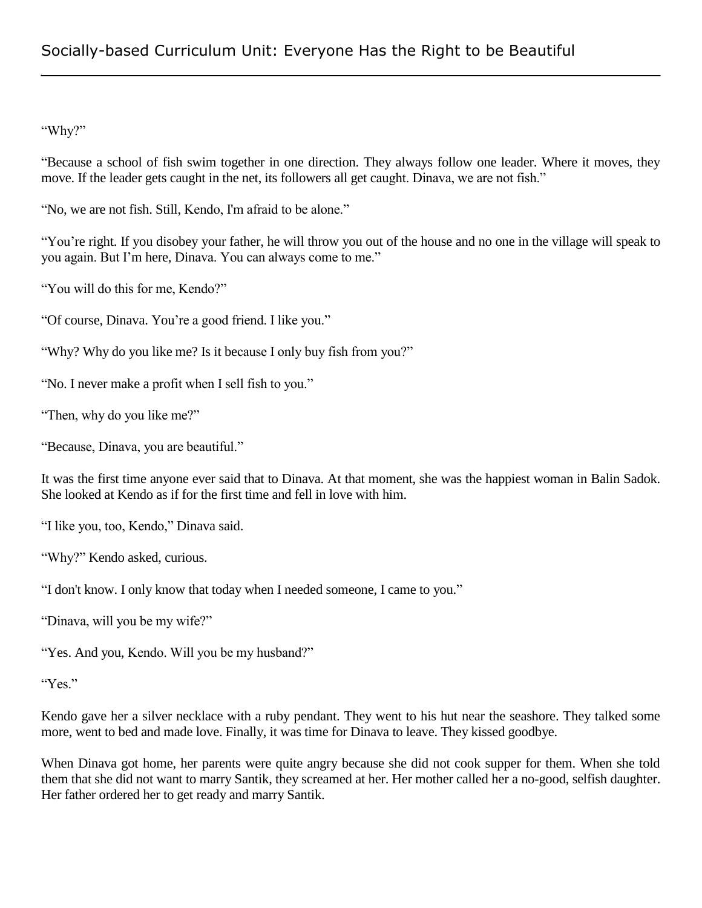"Why?"

"Because a school of fish swim together in one direction. They always follow one leader. Where it moves, they move. If the leader gets caught in the net, its followers all get caught. Dinava, we are not fish."

"No, we are not fish. Still, Kendo, I'm afraid to be alone."

"You're right. If you disobey your father, he will throw you out of the house and no one in the village will speak to you again. But I'm here, Dinava. You can always come to me."

"You will do this for me, Kendo?"

"Of course, Dinava. You're a good friend. I like you."

"Why? Why do you like me? Is it because I only buy fish from you?"

"No. I never make a profit when I sell fish to you."

"Then, why do you like me?"

"Because, Dinava, you are beautiful."

It was the first time anyone ever said that to Dinava. At that moment, she was the happiest woman in Balin Sadok. She looked at Kendo as if for the first time and fell in love with him.

"I like you, too, Kendo," Dinava said.

"Why?" Kendo asked, curious.

"I don't know. I only know that today when I needed someone, I came to you."

"Dinava, will you be my wife?"

"Yes. And you, Kendo. Will you be my husband?"

"Yes."

Kendo gave her a silver necklace with a ruby pendant. They went to his hut near the seashore. They talked some more, went to bed and made love. Finally, it was time for Dinava to leave. They kissed goodbye.

When Dinava got home, her parents were quite angry because she did not cook supper for them. When she told them that she did not want to marry Santik, they screamed at her. Her mother called her a no-good, selfish daughter. Her father ordered her to get ready and marry Santik.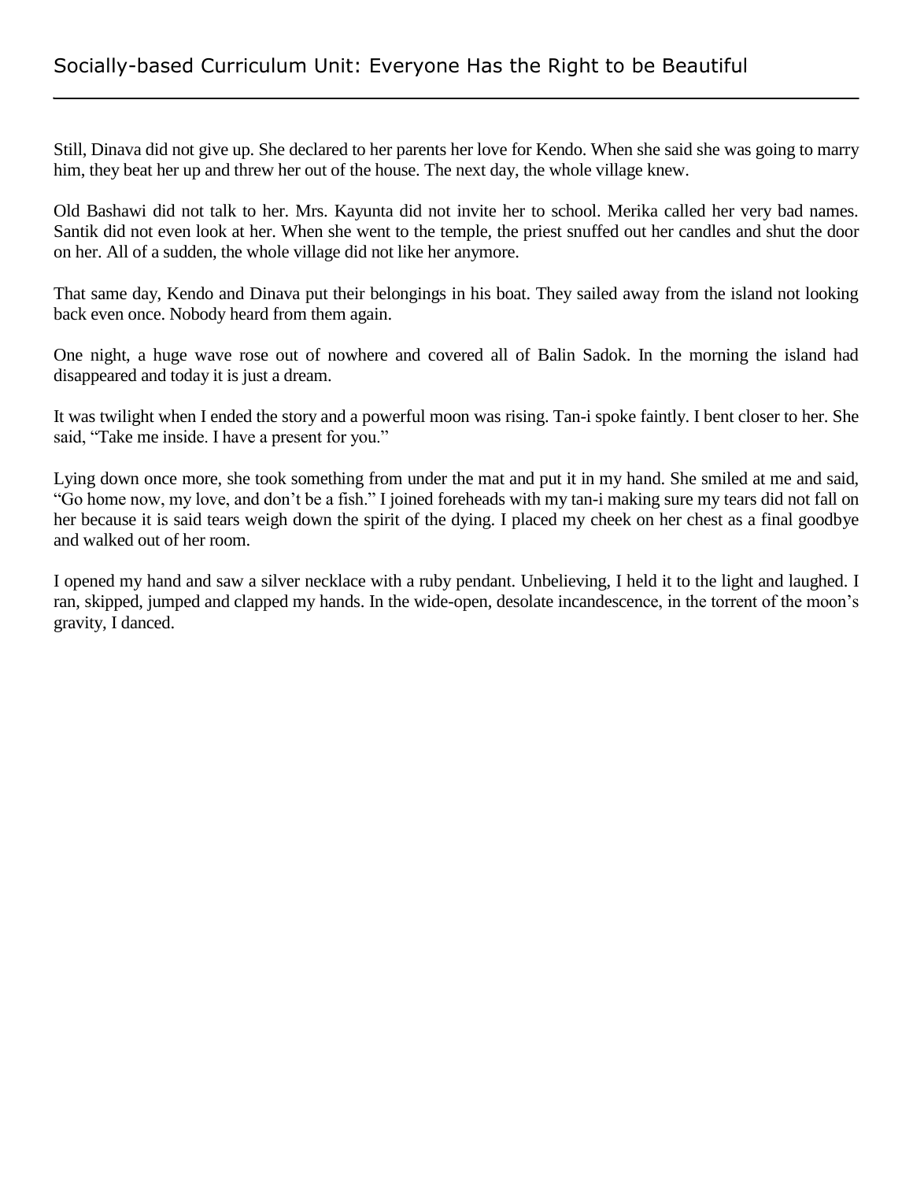Still, Dinava did not give up. She declared to her parents her love for Kendo. When she said she was going to marry him, they beat her up and threw her out of the house. The next day, the whole village knew.

Old Bashawi did not talk to her. Mrs. Kayunta did not invite her to school. Merika called her very bad names. Santik did not even look at her. When she went to the temple, the priest snuffed out her candles and shut the door on her. All of a sudden, the whole village did not like her anymore.

That same day, Kendo and Dinava put their belongings in his boat. They sailed away from the island not looking back even once. Nobody heard from them again.

One night, a huge wave rose out of nowhere and covered all of Balin Sadok. In the morning the island had disappeared and today it is just a dream.

It was twilight when I ended the story and a powerful moon was rising. Tan-i spoke faintly. I bent closer to her. She said, "Take me inside. I have a present for you."

Lying down once more, she took something from under the mat and put it in my hand. She smiled at me and said, "Go home now, my love, and don't be a fish." I joined foreheads with my tan-i making sure my tears did not fall on her because it is said tears weigh down the spirit of the dying. I placed my cheek on her chest as a final goodbye and walked out of her room.

I opened my hand and saw a silver necklace with a ruby pendant. Unbelieving, I held it to the light and laughed. I ran, skipped, jumped and clapped my hands. In the wide-open, desolate incandescence, in the torrent of the moon's gravity, I danced.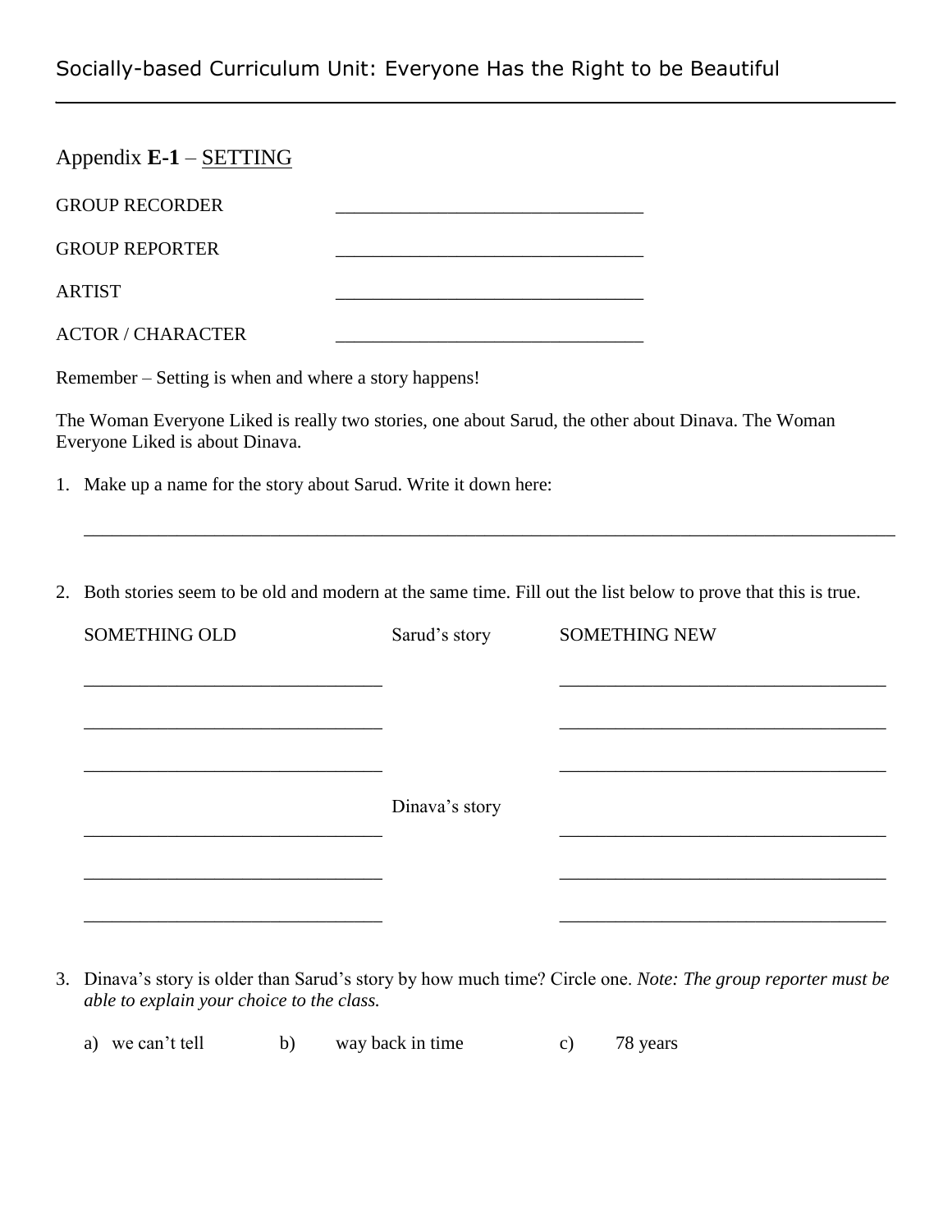## Appendix **E-1** – SETTING

GROUP RECORDER ________________________________

GROUP REPORTER ________________________________

ARTIST ________________________________

ACTOR / CHARACTER ________________________________

Remember – Setting is when and where a story happens!

The Woman Everyone Liked is really two stories, one about Sarud, the other about Dinava. The Woman Everyone Liked is about Dinava.

1. Make up a name for the story about Sarud. Write it down here:

   ____________________________________________________________________________________

2. Both stories seem to be old and modern at the same time. Fill out the list below to prove that this is true.

| SOMETHING OLD | Sarud's story | SOMETHING NEW |
|---|---|---|
| ______________________________ | | ______________________________ |
| ______________________________ | | ______________________________ |
| ______________________________ | | ______________________________ |
| | Dinava's story | |
| ______________________________ | | ______________________________ |
| ______________________________ | | ______________________________ |
| ______________________________ | | ______________________________ |

3. Dinava's story is older than Sarud's story by how much time? Circle one. *Note: The group reporter must be able to explain your choice to the class.*

   a) we can't tell  b) way back in time  c) 78 years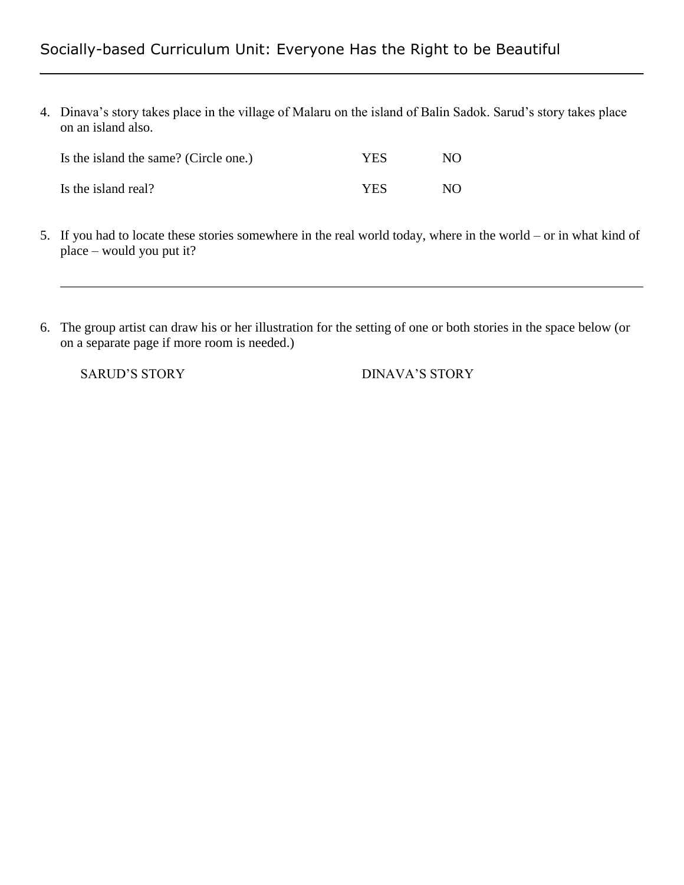4. Dinava's story takes place in the village of Malaru on the island of Balin Sadok. Sarud's story takes place on an island also.

   Is the island the same? (Circle one.) YES NO

   Is the island real? YES NO

5. If you had to locate these stories somewhere in the real world today, where in the world – or in what kind of place – would you put it?

   ______________________________________________________________________________

6. The group artist can draw his or her illustration for the setting of one or both stories in the space below (or on a separate page if more room is needed.)

   SARUD'S STORY DINAVA'S STORY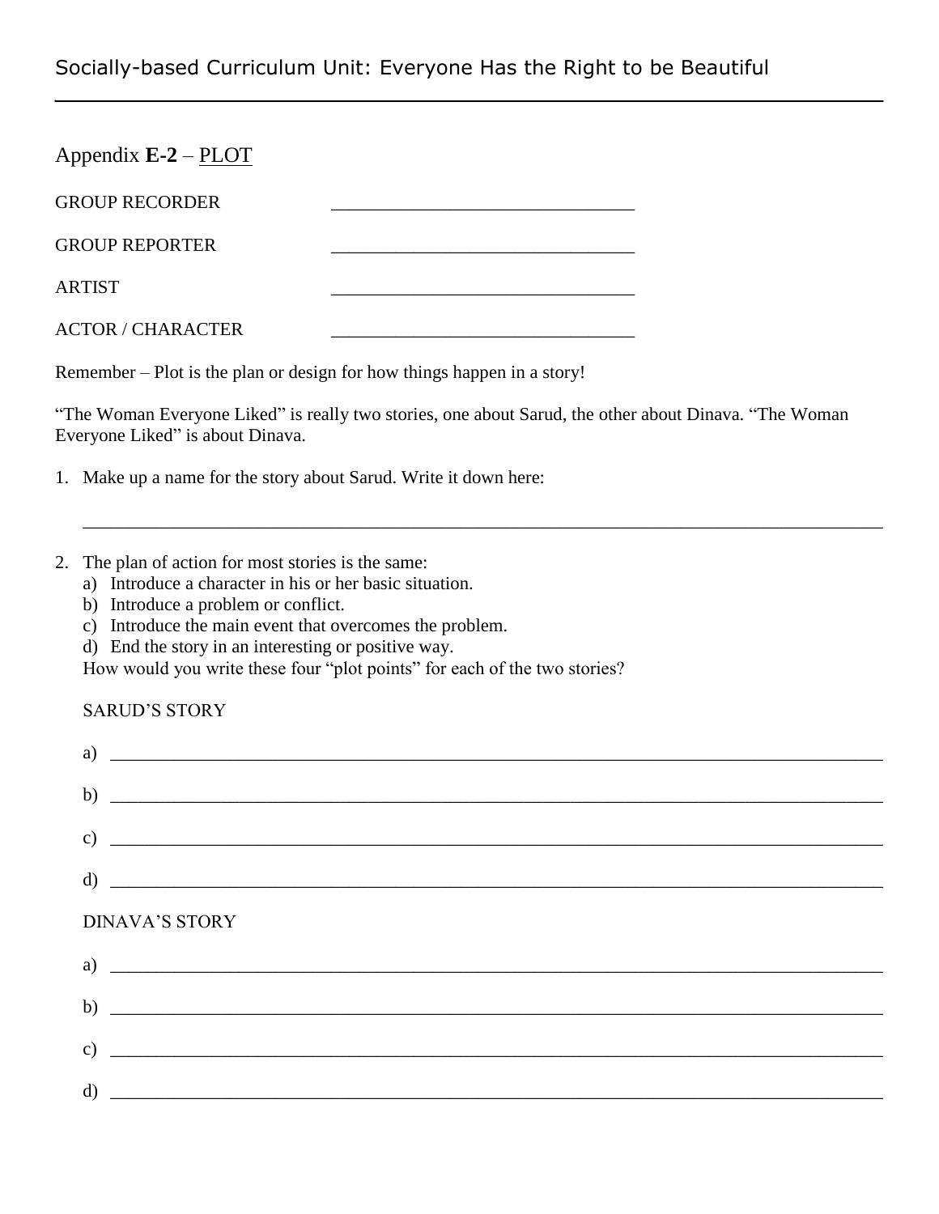## Appendix **E-2** – PLOT

GROUP RECORDER ________________________________

GROUP REPORTER ________________________________

ARTIST ________________________________

ACTOR / CHARACTER ________________________________

Remember – Plot is the plan or design for how things happen in a story!

"The Woman Everyone Liked" is really two stories, one about Sarud, the other about Dinava. "The Woman Everyone Liked" is about Dinava.

1. Make up a name for the story about Sarud. Write it down here:

   ________________________________________________________________________________

2. The plan of action for most stories is the same:
   a) Introduce a character in his or her basic situation.
   b) Introduce a problem or conflict.
   c) Introduce the main event that overcomes the problem.
   d) End the story in an interesting or positive way.

   How would you write these four "plot points" for each of the two stories?

   SARUD'S STORY

   a) ________________________________________________________________________________

   b) ________________________________________________________________________________

   c) ________________________________________________________________________________

   d) ________________________________________________________________________________

   DINAVA'S STORY

   a) ________________________________________________________________________________

   b) ________________________________________________________________________________

   c) ________________________________________________________________________________

   d) ________________________________________________________________________________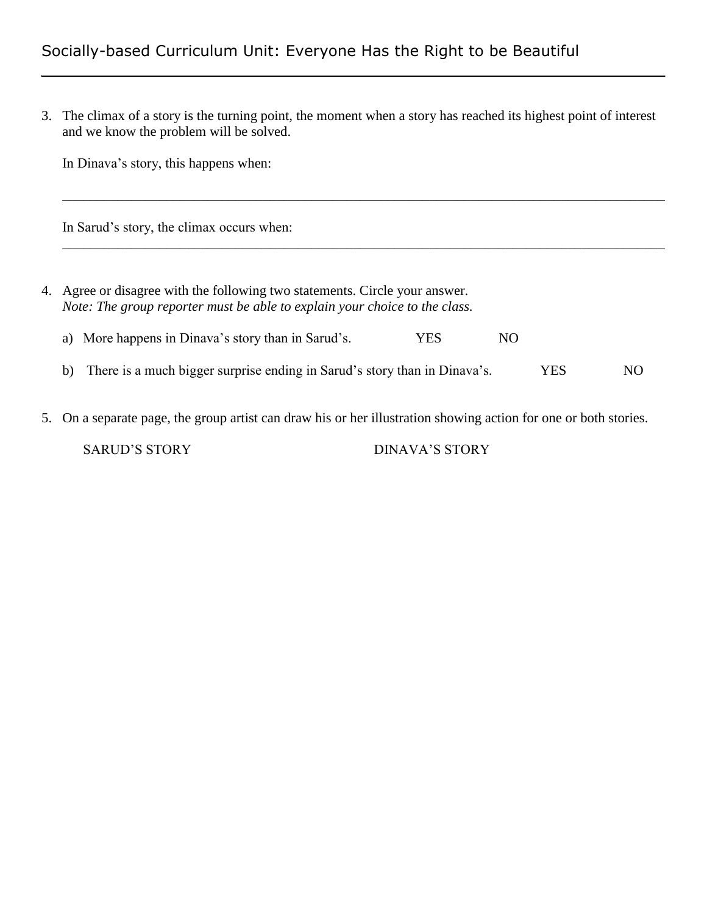3. The climax of a story is the turning point, the moment when a story has reached its highest point of interest and we know the problem will be solved.

   In Dinava's story, this happens when:

   ______________________________________________________________________________

   In Sarud's story, the climax occurs when:

   ______________________________________________________________________________

4. Agree or disagree with the following two statements. Circle your answer.
   *Note: The group reporter must be able to explain your choice to the class.*

   a) More happens in Dinava's story than in Sarud's. YES NO

   b) There is a much bigger surprise ending in Sarud's story than in Dinava's. YES NO

5. On a separate page, the group artist can draw his or her illustration showing action for one or both stories.

   SARUD'S STORY DINAVA'S STORY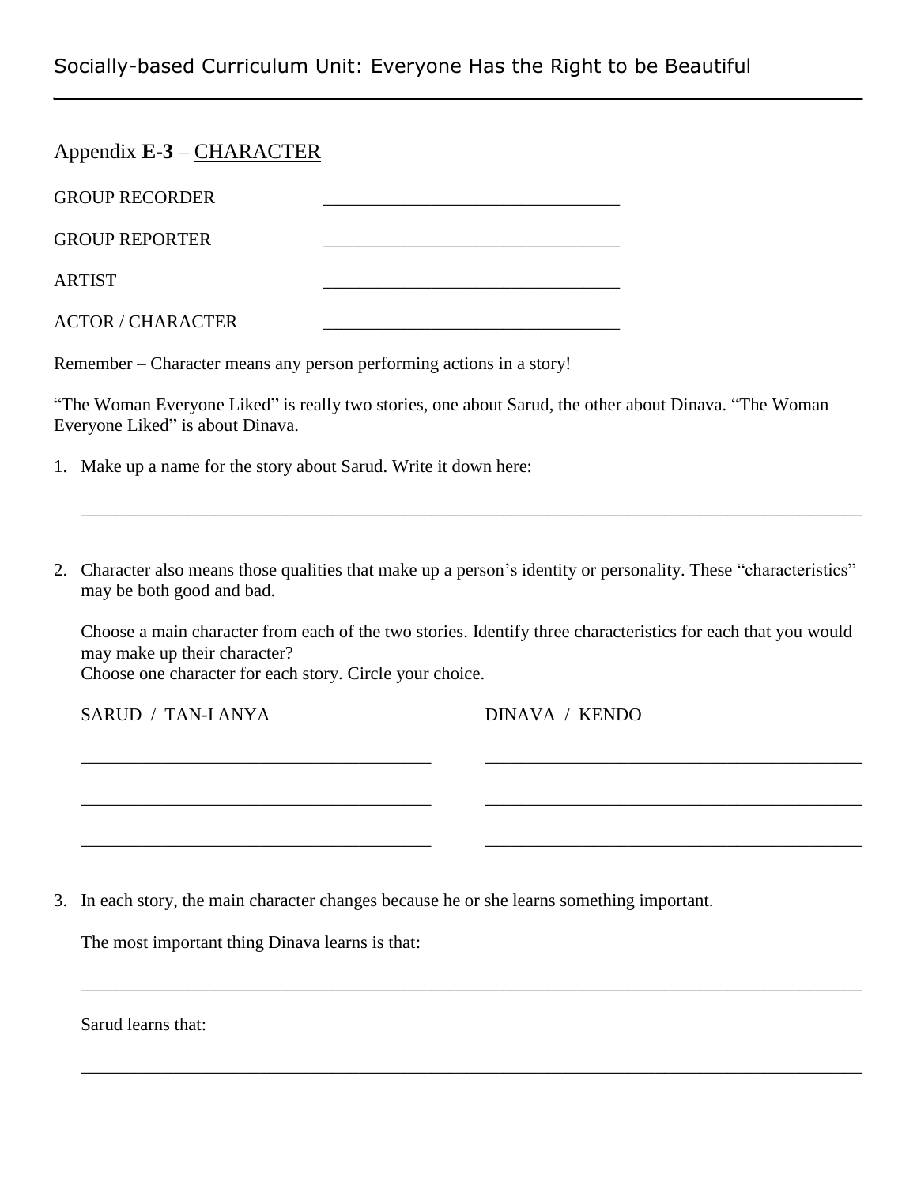## Appendix **E-3** – CHARACTER

GROUP RECORDER ________________________________

GROUP REPORTER ________________________________

ARTIST ________________________________

ACTOR / CHARACTER ________________________________

Remember – Character means any person performing actions in a story!

"The Woman Everyone Liked" is really two stories, one about Sarud, the other about Dinava. "The Woman Everyone Liked" is about Dinava.

1. Make up a name for the story about Sarud. Write it down here:

   ______________________________________________________________________________

2. Character also means those qualities that make up a person's identity or personality. These "characteristics" may be both good and bad.

   Choose a main character from each of the two stories. Identify three characteristics for each that you would may make up their character?
   Choose one character for each story. Circle your choice.

   SARUD / TAN-I ANYA ____________________________________ DINAVA / KENDO ____________________________________

   ____________________________________ ____________________________________

   ____________________________________ ____________________________________

   ____________________________________ ____________________________________

3. In each story, the main character changes because he or she learns something important.

   The most important thing Dinava learns is that:

   ______________________________________________________________________________

   Sarud learns that:

   ______________________________________________________________________________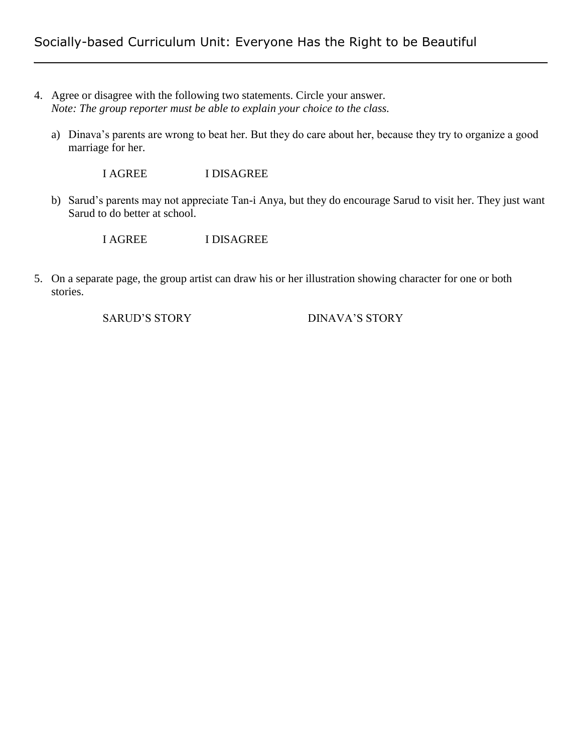4. Agree or disagree with the following two statements. Circle your answer.
   *Note: The group reporter must be able to explain your choice to the class.*

   a) Dinava's parents are wrong to beat her. But they do care about her, because they try to organize a good marriage for her.

      I AGREE I DISAGREE

   b) Sarud's parents may not appreciate Tan-i Anya, but they do encourage Sarud to visit her. They just want Sarud to do better at school.

      I AGREE I DISAGREE

5. On a separate page, the group artist can draw his or her illustration showing character for one or both stories.

   SARUD'S STORY DINAVA'S STORY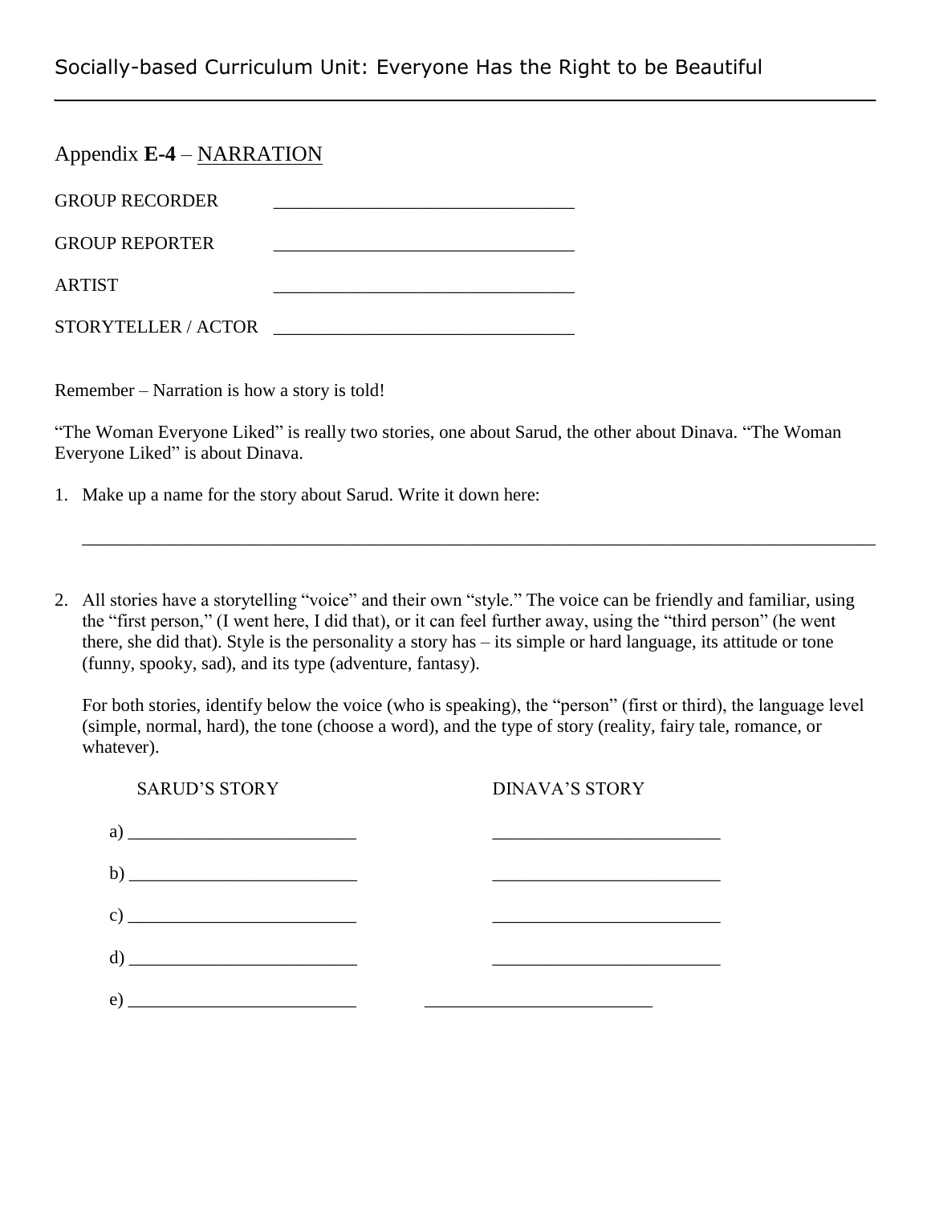Appendix **E-4** – NARRATION

GROUP RECORDER ________________________________

GROUP REPORTER ________________________________

ARTIST ________________________________

STORYTELLER / ACTOR ________________________________

Remember – Narration is how a story is told!

"The Woman Everyone Liked" is really two stories, one about Sarud, the other about Dinava. "The Woman Everyone Liked" is about Dinava.

1. Make up a name for the story about Sarud. Write it down here:

   ______________________________________________________________________________

2. All stories have a storytelling "voice" and their own "style." The voice can be friendly and familiar, using the "first person," (I went here, I did that), or it can feel further away, using the "third person" (he went there, she did that). Style is the personality a story has – its simple or hard language, its attitude or tone (funny, spooky, sad), and its type (adventure, fantasy).

   For both stories, identify below the voice (who is speaking), the "person" (first or third), the language level (simple, normal, hard), the tone (choose a word), and the type of story (reality, fairy tale, romance, or whatever).

| | SARUD'S STORY | DINAVA'S STORY |
| --- | --- | --- |
| a) | ________________________ | ________________________ |
| b) | ________________________ | ________________________ |
| c) | ________________________ | ________________________ |
| d) | ________________________ | ________________________ |
| e) | ________________________ | ________________________ |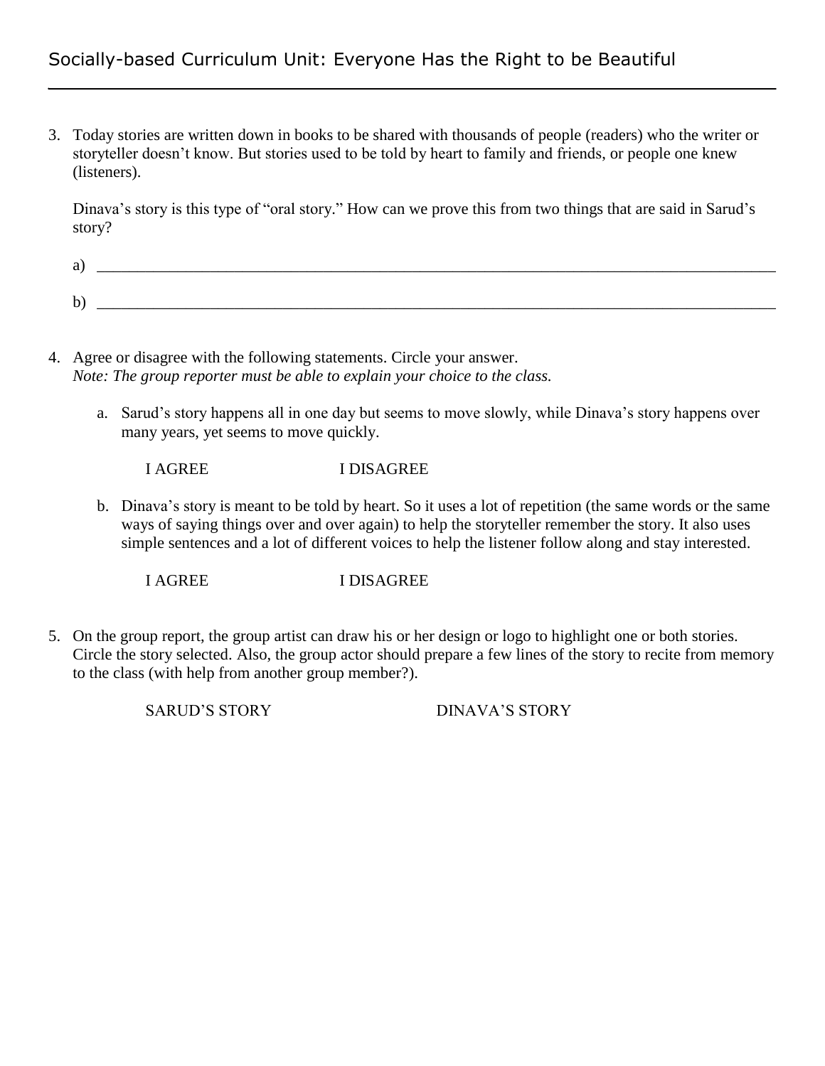3. Today stories are written down in books to be shared with thousands of people (readers) who the writer or storyteller doesn't know. But stories used to be told by heart to family and friends, or people one knew (listeners).

   Dinava's story is this type of "oral story." How can we prove this from two things that are said in Sarud's story?

   a) ______________________________________________________________________________

   b) ______________________________________________________________________________

4. Agree or disagree with the following statements. Circle your answer.
   *Note: The group reporter must be able to explain your choice to the class.*

   a. Sarud's story happens all in one day but seems to move slowly, while Dinava's story happens over many years, yet seems to move quickly.

      I AGREE　　　　　　I DISAGREE

   b. Dinava's story is meant to be told by heart. So it uses a lot of repetition (the same words or the same ways of saying things over and over again) to help the storyteller remember the story. It also uses simple sentences and a lot of different voices to help the listener follow along and stay interested.

      I AGREE　　　　　　I DISAGREE

5. On the group report, the group artist can draw his or her design or logo to highlight one or both stories. Circle the story selected. Also, the group actor should prepare a few lines of the story to recite from memory to the class (with help from another group member?).

   SARUD'S STORY　　　　　　DINAVA'S STORY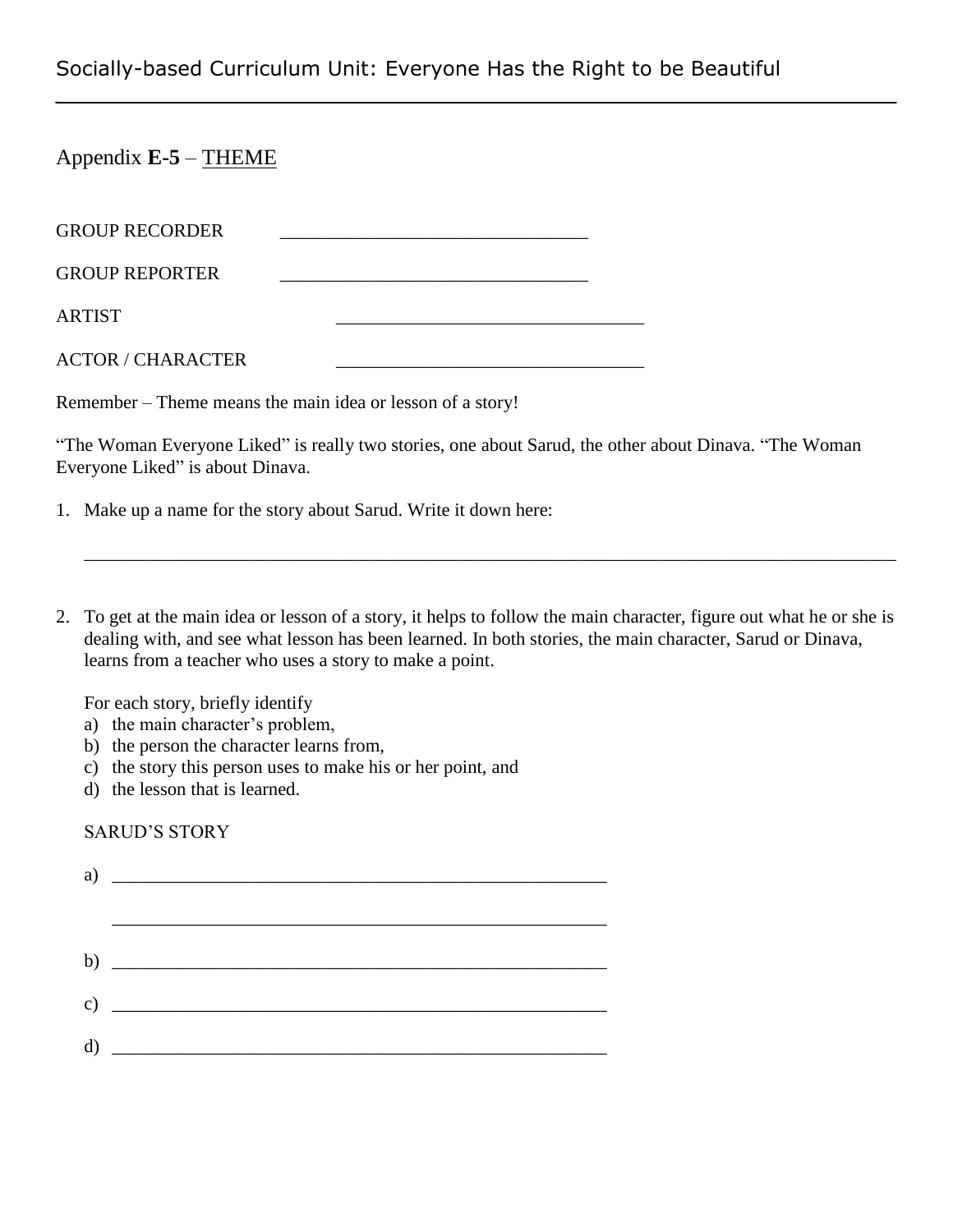## Appendix **E-5** – THEME

GROUP RECORDER ________________________________

GROUP REPORTER ________________________________

ARTIST ________________________________

ACTOR / CHARACTER ________________________________

Remember – Theme means the main idea or lesson of a story!

"The Woman Everyone Liked" is really two stories, one about Sarud, the other about Dinava. "The Woman Everyone Liked" is about Dinava.

1. Make up a name for the story about Sarud. Write it down here:

_______________________________________________________________________________

2. To get at the main idea or lesson of a story, it helps to follow the main character, figure out what he or she is dealing with, and see what lesson has been learned. In both stories, the main character, Sarud or Dinava, learns from a teacher who uses a story to make a point.

   For each story, briefly identify
   a) the main character's problem,
   b) the person the character learns from,
   c) the story this person uses to make his or her point, and
   d) the lesson that is learned.

   SARUD'S STORY

   a) ____________________________________________________

      ____________________________________________________

   b) ____________________________________________________

   c) ____________________________________________________

   d) ____________________________________________________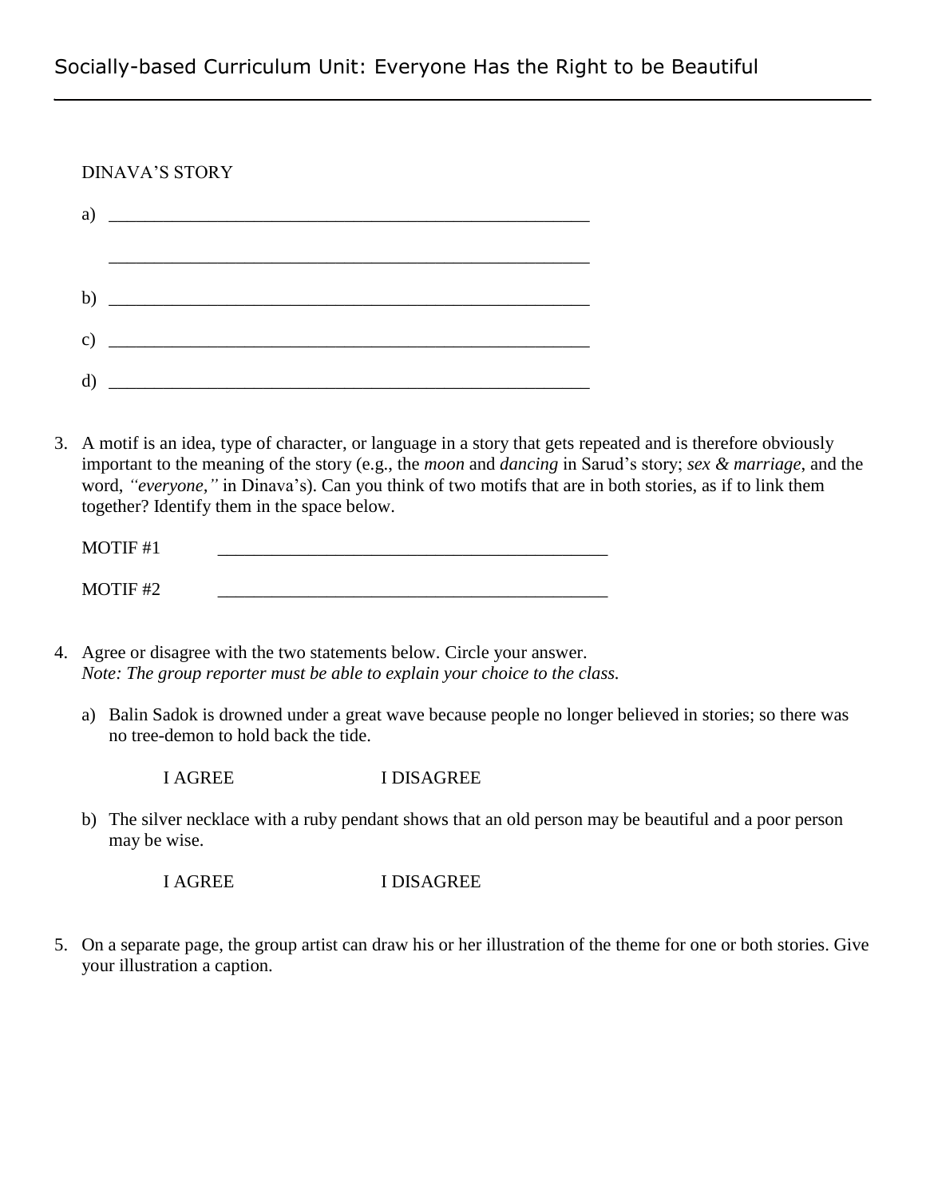DINAVA'S STORY

a) ________________________________________________________

________________________________________________________

b) ________________________________________________________

c) ________________________________________________________

d) ________________________________________________________

3. A motif is an idea, type of character, or language in a story that gets repeated and is therefore obviously important to the meaning of the story (e.g., the *moon* and *dancing* in Sarud's story; *sex & marriage*, and the word, *"everyone,"* in Dinava's). Can you think of two motifs that are in both stories, as if to link them together? Identify them in the space below.

   MOTIF #1 ____________________________________________

   MOTIF #2 ____________________________________________

4. Agree or disagree with the two statements below. Circle your answer.
   *Note: The group reporter must be able to explain your choice to the class.*

   a) Balin Sadok is drowned under a great wave because people no longer believed in stories; so there was no tree-demon to hold back the tide.

      I AGREE &nbsp;&nbsp;&nbsp;&nbsp;&nbsp;&nbsp;&nbsp;&nbsp; I DISAGREE

   b) The silver necklace with a ruby pendant shows that an old person may be beautiful and a poor person may be wise.

      I AGREE &nbsp;&nbsp;&nbsp;&nbsp;&nbsp;&nbsp;&nbsp;&nbsp; I DISAGREE

5. On a separate page, the group artist can draw his or her illustration of the theme for one or both stories. Give your illustration a caption.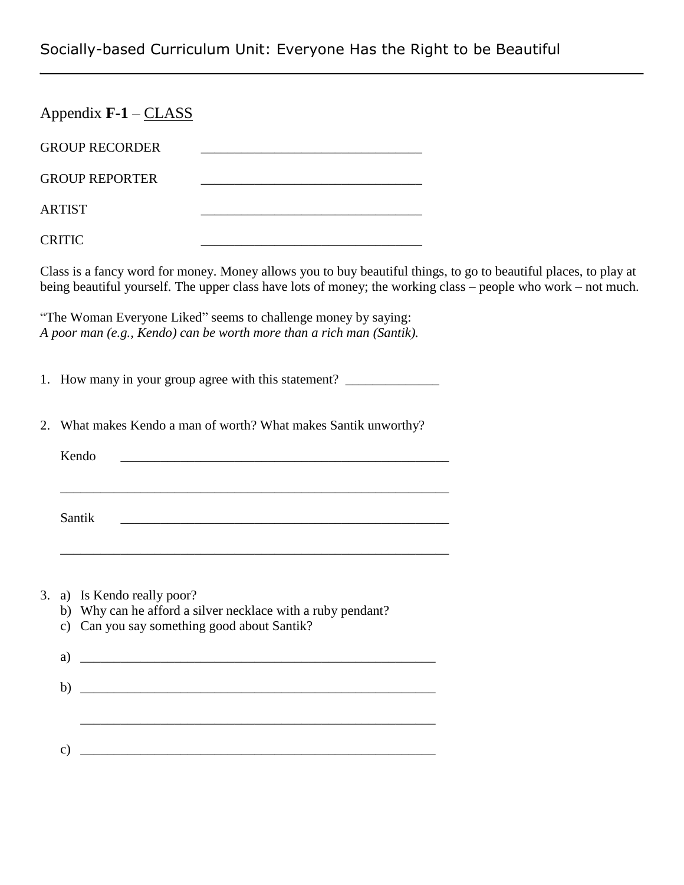Appendix **F-1** – CLASS

GROUP RECORDER ________________________________

GROUP REPORTER ________________________________

ARTIST ________________________________

CRITIC ________________________________

Class is a fancy word for money. Money allows you to buy beautiful things, to go to beautiful places, to play at being beautiful yourself. The upper class have lots of money; the working class – people who work – not much.

"The Woman Everyone Liked" seems to challenge money by saying:
*A poor man (e.g., Kendo) can be worth more than a rich man (Santik).*

1. How many in your group agree with this statement? ______________

2. What makes Kendo a man of worth? What makes Santik unworthy?

   Kendo ___________________________________________________

   ___________________________________________________________

   Santik ___________________________________________________

   ___________________________________________________________

3. a) Is Kendo really poor?
   b) Why can he afford a silver necklace with a ruby pendant?
   c) Can you say something good about Santik?

   a) _______________________________________________________

   b) _______________________________________________________

   _________________________________________________________

   c) _______________________________________________________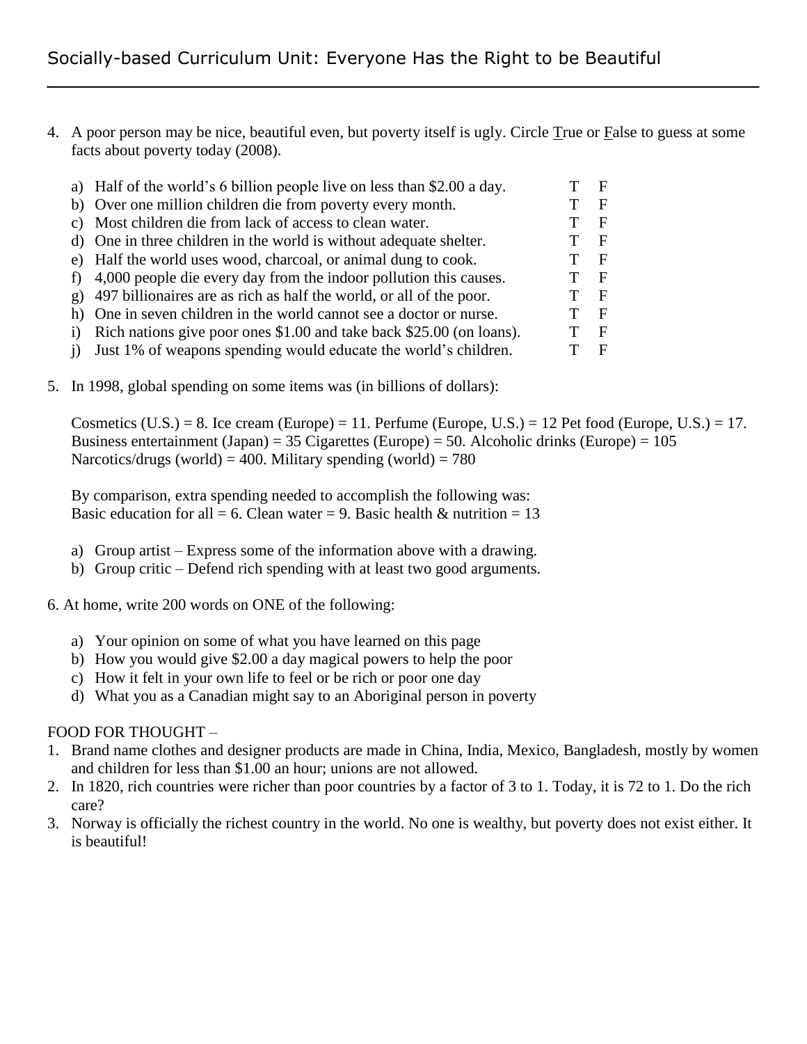4. A poor person may be nice, beautiful even, but poverty itself is ugly. Circle True or False to guess at some facts about poverty today (2008).

   a) Half of the world's 6 billion people live on less than $2.00 a day. T F
   b) Over one million children die from poverty every month. T F
   c) Most children die from lack of access to clean water. T F
   d) One in three children in the world is without adequate shelter. T F
   e) Half the world uses wood, charcoal, or animal dung to cook. T F
   f) 4,000 people die every day from the indoor pollution this causes. T F
   g) 497 billionaires are as rich as half the world, or all of the poor. T F
   h) One in seven children in the world cannot see a doctor or nurse. T F
   i) Rich nations give poor ones $1.00 and take back $25.00 (on loans). T F
   j) Just 1% of weapons spending would educate the world's children. T F

5. In 1998, global spending on some items was (in billions of dollars):

   Cosmetics (U.S.) = 8. Ice cream (Europe) = 11. Perfume (Europe, U.S.) = 12 Pet food (Europe, U.S.) = 17. Business entertainment (Japan) = 35 Cigarettes (Europe) = 50. Alcoholic drinks (Europe) = 105 Narcotics/drugs (world) = 400. Military spending (world) = 780

   By comparison, extra spending needed to accomplish the following was:
   Basic education for all = 6. Clean water = 9. Basic health & nutrition = 13

   a) Group artist – Express some of the information above with a drawing.
   b) Group critic – Defend rich spending with at least two good arguments.

6. At home, write 200 words on ONE of the following:

   a) Your opinion on some of what you have learned on this page
   b) How you would give $2.00 a day magical powers to help the poor
   c) How it felt in your own life to feel or be rich or poor one day
   d) What you as a Canadian might say to an Aboriginal person in poverty

FOOD FOR THOUGHT –

1. Brand name clothes and designer products are made in China, India, Mexico, Bangladesh, mostly by women and children for less than $1.00 an hour; unions are not allowed.
2. In 1820, rich countries were richer than poor countries by a factor of 3 to 1. Today, it is 72 to 1. Do the rich care?
3. Norway is officially the richest country in the world. No one is wealthy, but poverty does not exist either. It is beautiful!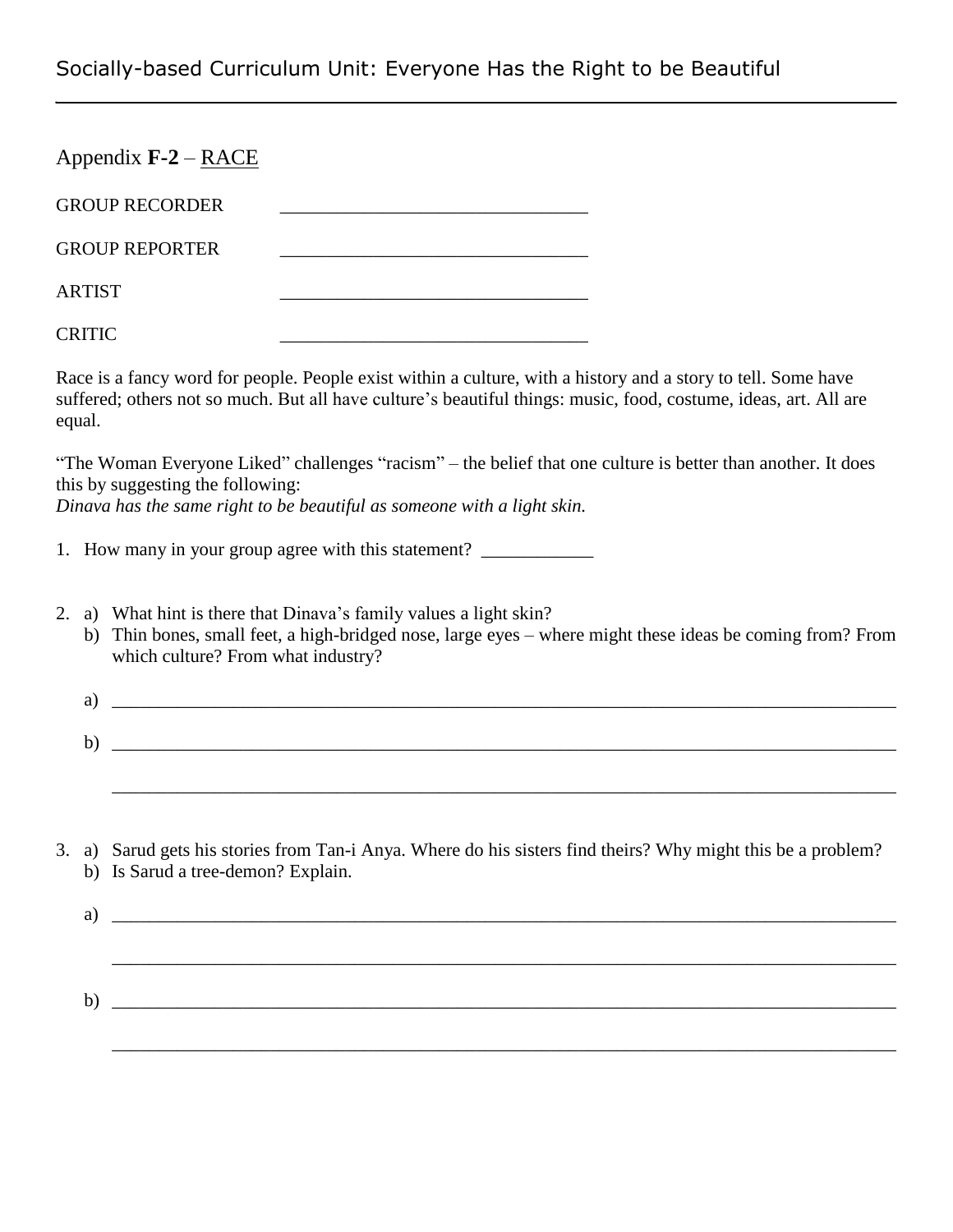Appendix **F-2** – RACE

GROUP RECORDER ______________________________

GROUP REPORTER ______________________________

ARTIST ______________________________

CRITIC ______________________________

Race is a fancy word for people. People exist within a culture, with a history and a story to tell. Some have suffered; others not so much. But all have culture's beautiful things: music, food, costume, ideas, art. All are equal.

"The Woman Everyone Liked" challenges "racism" – the belief that one culture is better than another. It does this by suggesting the following:
*Dinava has the same right to be beautiful as someone with a light skin.*

1. How many in your group agree with this statement? ____________

2. a) What hint is there that Dinava's family values a light skin?
   b) Thin bones, small feet, a high-bridged nose, large eyes – where might these ideas be coming from? From which culture? From what industry?

   a) ________________________________________________________________________________

   b) ________________________________________________________________________________

   ________________________________________________________________________________

3. a) Sarud gets his stories from Tan-i Anya. Where do his sisters find theirs? Why might this be a problem?
   b) Is Sarud a tree-demon? Explain.

   a) ________________________________________________________________________________

   ________________________________________________________________________________

   b) ________________________________________________________________________________

   ________________________________________________________________________________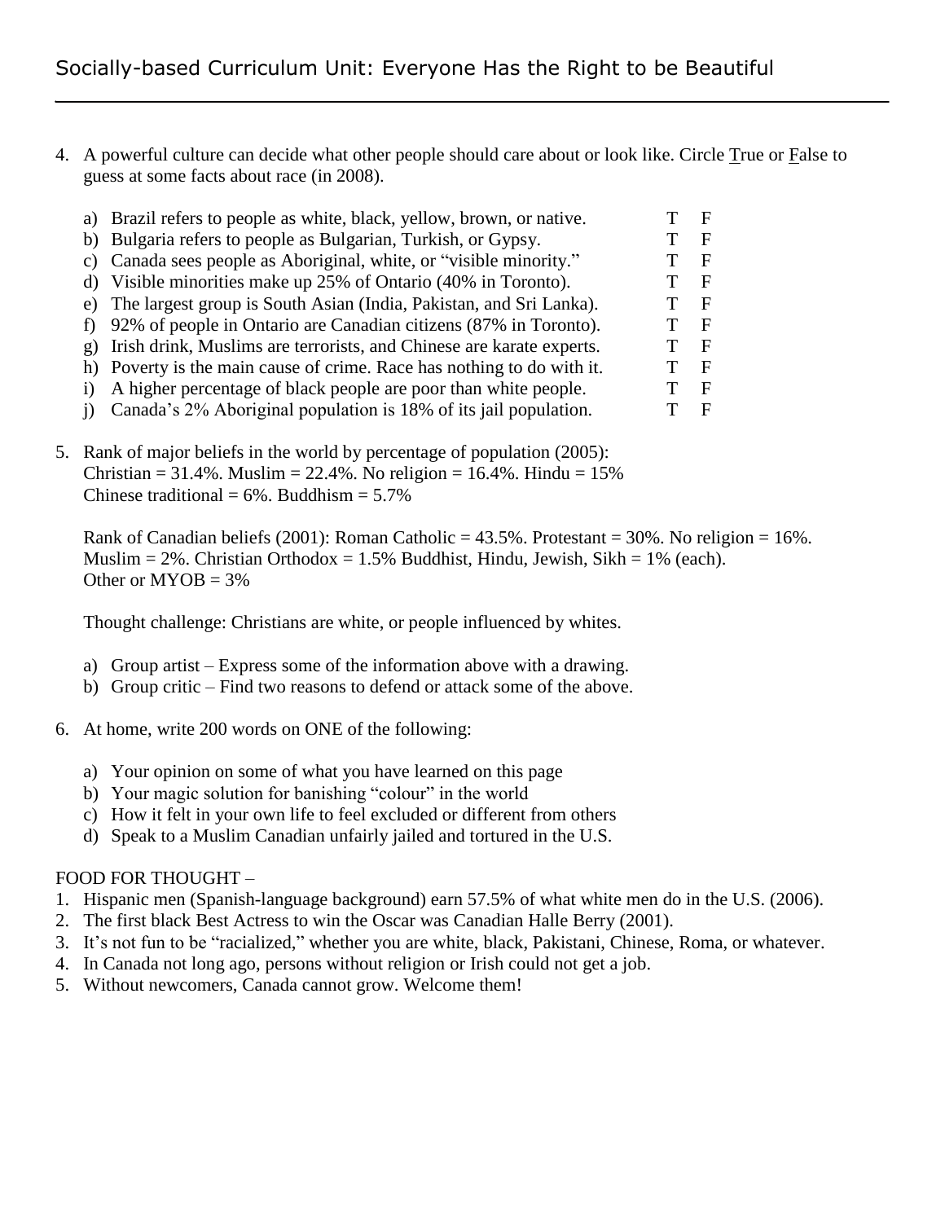4. A powerful culture can decide what other people should care about or look like. Circle True or False to guess at some facts about race (in 2008).

   a) Brazil refers to people as white, black, yellow, brown, or native. T F
   b) Bulgaria refers to people as Bulgarian, Turkish, or Gypsy. T F
   c) Canada sees people as Aboriginal, white, or "visible minority." T F
   d) Visible minorities make up 25% of Ontario (40% in Toronto). T F
   e) The largest group is South Asian (India, Pakistan, and Sri Lanka). T F
   f) 92% of people in Ontario are Canadian citizens (87% in Toronto). T F
   g) Irish drink, Muslims are terrorists, and Chinese are karate experts. T F
   h) Poverty is the main cause of crime. Race has nothing to do with it. T F
   i) A higher percentage of black people are poor than white people. T F
   j) Canada's 2% Aboriginal population is 18% of its jail population. T F

5. Rank of major beliefs in the world by percentage of population (2005):
   Christian = 31.4%. Muslim = 22.4%. No religion = 16.4%. Hindu = 15%
   Chinese traditional = 6%. Buddhism = 5.7%

   Rank of Canadian beliefs (2001): Roman Catholic = 43.5%. Protestant = 30%. No religion = 16%.
   Muslim = 2%. Christian Orthodox = 1.5% Buddhist, Hindu, Jewish, Sikh = 1% (each).
   Other or MYOB = 3%

   Thought challenge: Christians are white, or people influenced by whites.

   a) Group artist – Express some of the information above with a drawing.
   b) Group critic – Find two reasons to defend or attack some of the above.

6. At home, write 200 words on ONE of the following:

   a) Your opinion on some of what you have learned on this page
   b) Your magic solution for banishing "colour" in the world
   c) How it felt in your own life to feel excluded or different from others
   d) Speak to a Muslim Canadian unfairly jailed and tortured in the U.S.

FOOD FOR THOUGHT –

1. Hispanic men (Spanish-language background) earn 57.5% of what white men do in the U.S. (2006).
2. The first black Best Actress to win the Oscar was Canadian Halle Berry (2001).
3. It's not fun to be "racialized," whether you are white, black, Pakistani, Chinese, Roma, or whatever.
4. In Canada not long ago, persons without religion or Irish could not get a job.
5. Without newcomers, Canada cannot grow. Welcome them!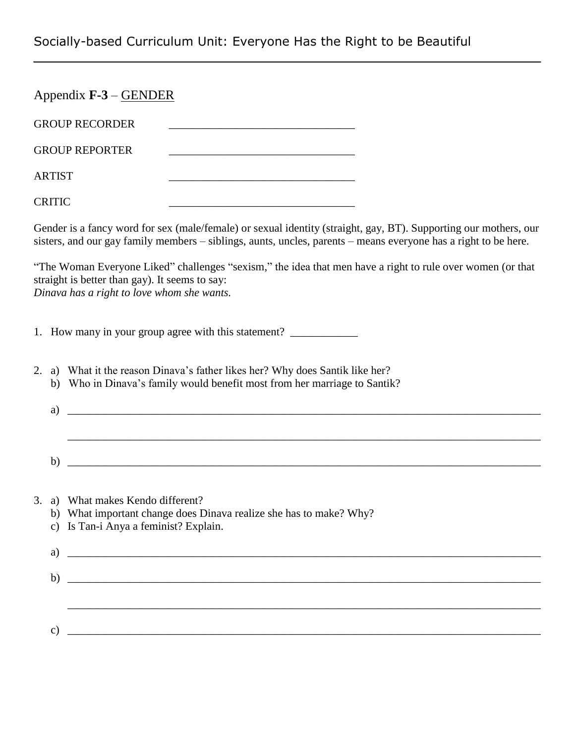## Appendix **F-3** – GENDER

GROUP RECORDER ________________________________

GROUP REPORTER ________________________________

ARTIST ________________________________

CRITIC ________________________________

Gender is a fancy word for sex (male/female) or sexual identity (straight, gay, BT). Supporting our mothers, our sisters, and our gay family members – siblings, aunts, uncles, parents – means everyone has a right to be here.

"The Woman Everyone Liked" challenges "sexism," the idea that men have a right to rule over women (or that straight is better than gay). It seems to say:
*Dinava has a right to love whom she wants.*

1. How many in your group agree with this statement? ____________

2. a) What it the reason Dinava's father likes her? Why does Santik like her?
   b) Who in Dinava's family would benefit most from her marriage to Santik?

   a) ________________________________________________________________________________

   ________________________________________________________________________________

   b) ________________________________________________________________________________

3. a) What makes Kendo different?
   b) What important change does Dinava realize she has to make? Why?
   c) Is Tan-i Anya a feminist? Explain.

   a) ________________________________________________________________________________

   b) ________________________________________________________________________________

   ________________________________________________________________________________

   c) ________________________________________________________________________________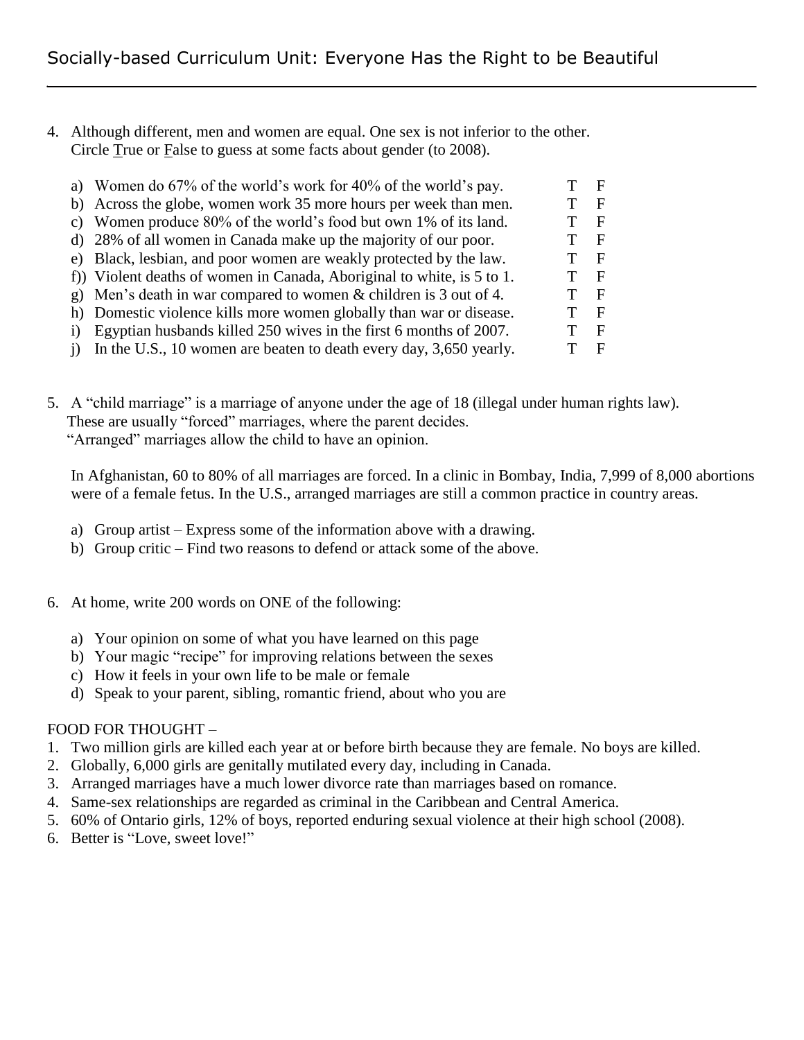4. Although different, men and women are equal. One sex is not inferior to the other. Circle True or False to guess at some facts about gender (to 2008).

   a) Women do 67% of the world's work for 40% of the world's pay. T F
   b) Across the globe, women work 35 more hours per week than men. T F
   c) Women produce 80% of the world's food but own 1% of its land. T F
   d) 28% of all women in Canada make up the majority of our poor. T F
   e) Black, lesbian, and poor women are weakly protected by the law. T F
   f)) Violent deaths of women in Canada, Aboriginal to white, is 5 to 1. T F
   g) Men's death in war compared to women & children is 3 out of 4. T F
   h) Domestic violence kills more women globally than war or disease. T F
   i) Egyptian husbands killed 250 wives in the first 6 months of 2007. T F
   j) In the U.S., 10 women are beaten to death every day, 3,650 yearly. T F

5. A "child marriage" is a marriage of anyone under the age of 18 (illegal under human rights law). These are usually "forced" marriages, where the parent decides. "Arranged" marriages allow the child to have an opinion.

   In Afghanistan, 60 to 80% of all marriages are forced. In a clinic in Bombay, India, 7,999 of 8,000 abortions were of a female fetus. In the U.S., arranged marriages are still a common practice in country areas.

   a) Group artist – Express some of the information above with a drawing.
   b) Group critic – Find two reasons to defend or attack some of the above.

6. At home, write 200 words on ONE of the following:

   a) Your opinion on some of what you have learned on this page
   b) Your magic "recipe" for improving relations between the sexes
   c) How it feels in your own life to be male or female
   d) Speak to your parent, sibling, romantic friend, about who you are

FOOD FOR THOUGHT –

1. Two million girls are killed each year at or before birth because they are female. No boys are killed.
2. Globally, 6,000 girls are genitally mutilated every day, including in Canada.
3. Arranged marriages have a much lower divorce rate than marriages based on romance.
4. Same-sex relationships are regarded as criminal in the Caribbean and Central America.
5. 60% of Ontario girls, 12% of boys, reported enduring sexual violence at their high school (2008).
6. Better is "Love, sweet love!"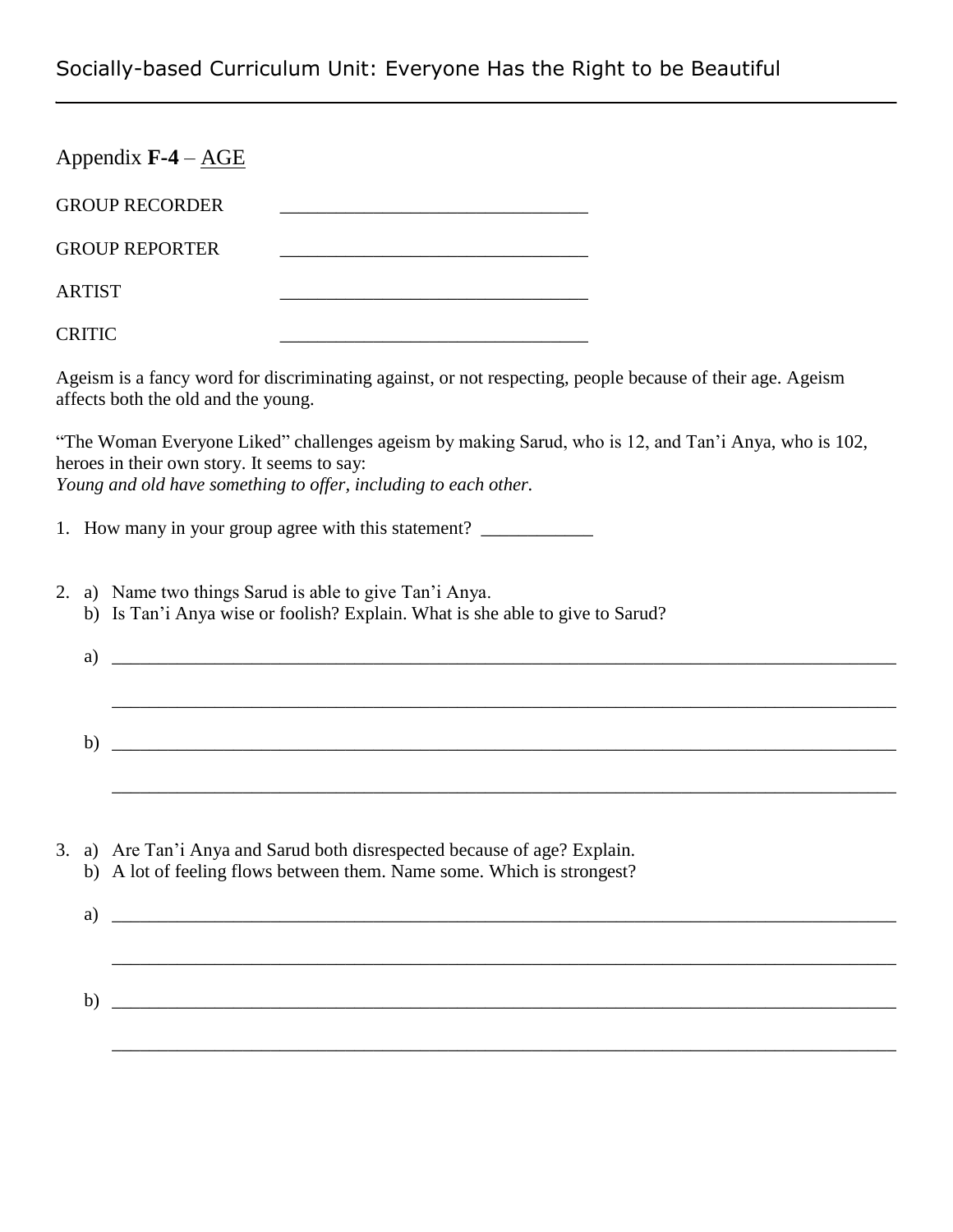Appendix **F-4** – AGE

GROUP RECORDER \_\_\_\_\_\_\_\_\_\_\_\_\_\_\_\_\_\_\_\_\_\_\_\_\_\_\_\_\_\_\_\_

GROUP REPORTER \_\_\_\_\_\_\_\_\_\_\_\_\_\_\_\_\_\_\_\_\_\_\_\_\_\_\_\_\_\_\_\_

ARTIST \_\_\_\_\_\_\_\_\_\_\_\_\_\_\_\_\_\_\_\_\_\_\_\_\_\_\_\_\_\_\_\_

CRITIC \_\_\_\_\_\_\_\_\_\_\_\_\_\_\_\_\_\_\_\_\_\_\_\_\_\_\_\_\_\_\_\_

Ageism is a fancy word for discriminating against, or not respecting, people because of their age. Ageism affects both the old and the young.

"The Woman Everyone Liked" challenges ageism by making Sarud, who is 12, and Tan'i Anya, who is 102, heroes in their own story. It seems to say:
*Young and old have something to offer, including to each other.*

1. How many in your group agree with this statement? \_\_\_\_\_\_\_\_\_\_\_\_

2. a) Name two things Sarud is able to give Tan'i Anya.
   b) Is Tan'i Anya wise or foolish? Explain. What is she able to give to Sarud?

   a) \_\_\_\_\_\_\_\_\_\_\_\_\_\_\_\_\_\_\_\_\_\_\_\_\_\_\_\_\_\_\_\_\_\_\_\_\_\_\_\_\_\_\_\_\_\_\_\_\_\_\_\_\_\_\_\_\_\_\_\_\_\_\_\_\_\_\_\_\_\_\_\_\_\_\_\_\_\_

   \_\_\_\_\_\_\_\_\_\_\_\_\_\_\_\_\_\_\_\_\_\_\_\_\_\_\_\_\_\_\_\_\_\_\_\_\_\_\_\_\_\_\_\_\_\_\_\_\_\_\_\_\_\_\_\_\_\_\_\_\_\_\_\_\_\_\_\_\_\_\_\_\_\_\_\_\_\_

   b) \_\_\_\_\_\_\_\_\_\_\_\_\_\_\_\_\_\_\_\_\_\_\_\_\_\_\_\_\_\_\_\_\_\_\_\_\_\_\_\_\_\_\_\_\_\_\_\_\_\_\_\_\_\_\_\_\_\_\_\_\_\_\_\_\_\_\_\_\_\_\_\_\_\_\_\_\_\_

   \_\_\_\_\_\_\_\_\_\_\_\_\_\_\_\_\_\_\_\_\_\_\_\_\_\_\_\_\_\_\_\_\_\_\_\_\_\_\_\_\_\_\_\_\_\_\_\_\_\_\_\_\_\_\_\_\_\_\_\_\_\_\_\_\_\_\_\_\_\_\_\_\_\_\_\_\_\_

3. a) Are Tan'i Anya and Sarud both disrespected because of age? Explain.
   b) A lot of feeling flows between them. Name some. Which is strongest?

   a) \_\_\_\_\_\_\_\_\_\_\_\_\_\_\_\_\_\_\_\_\_\_\_\_\_\_\_\_\_\_\_\_\_\_\_\_\_\_\_\_\_\_\_\_\_\_\_\_\_\_\_\_\_\_\_\_\_\_\_\_\_\_\_\_\_\_\_\_\_\_\_\_\_\_\_\_\_\_

   \_\_\_\_\_\_\_\_\_\_\_\_\_\_\_\_\_\_\_\_\_\_\_\_\_\_\_\_\_\_\_\_\_\_\_\_\_\_\_\_\_\_\_\_\_\_\_\_\_\_\_\_\_\_\_\_\_\_\_\_\_\_\_\_\_\_\_\_\_\_\_\_\_\_\_\_\_\_

   b) \_\_\_\_\_\_\_\_\_\_\_\_\_\_\_\_\_\_\_\_\_\_\_\_\_\_\_\_\_\_\_\_\_\_\_\_\_\_\_\_\_\_\_\_\_\_\_\_\_\_\_\_\_\_\_\_\_\_\_\_\_\_\_\_\_\_\_\_\_\_\_\_\_\_\_\_\_\_

   \_\_\_\_\_\_\_\_\_\_\_\_\_\_\_\_\_\_\_\_\_\_\_\_\_\_\_\_\_\_\_\_\_\_\_\_\_\_\_\_\_\_\_\_\_\_\_\_\_\_\_\_\_\_\_\_\_\_\_\_\_\_\_\_\_\_\_\_\_\_\_\_\_\_\_\_\_\_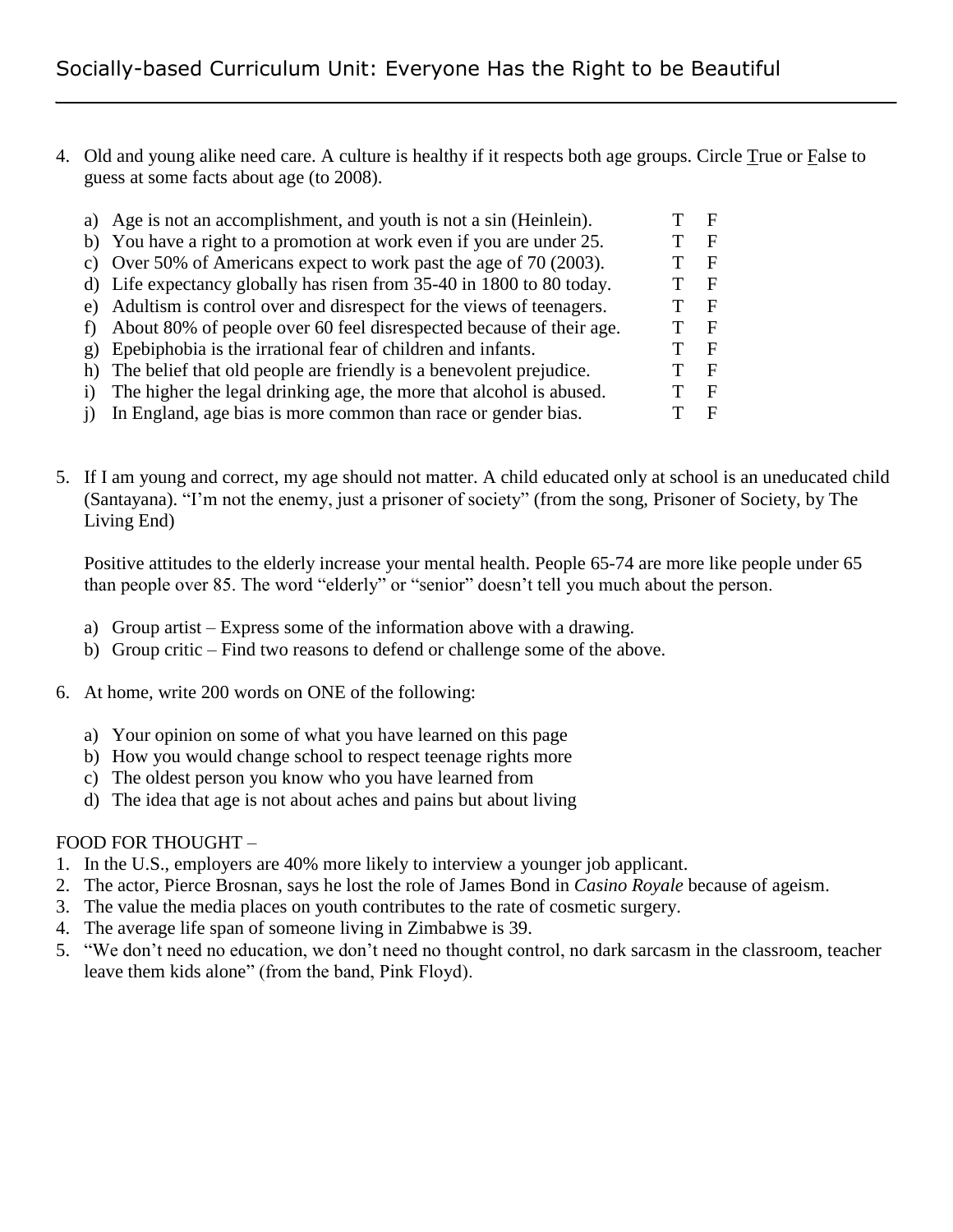4. Old and young alike need care. A culture is healthy if it respects both age groups. Circle True or False to guess at some facts about age (to 2008).

   a) Age is not an accomplishment, and youth is not a sin (Heinlein). T F
   b) You have a right to a promotion at work even if you are under 25. T F
   c) Over 50% of Americans expect to work past the age of 70 (2003). T F
   d) Life expectancy globally has risen from 35-40 in 1800 to 80 today. T F
   e) Adultism is control over and disrespect for the views of teenagers. T F
   f) About 80% of people over 60 feel disrespected because of their age. T F
   g) Epebiphobia is the irrational fear of children and infants. T F
   h) The belief that old people are friendly is a benevolent prejudice. T F
   i) The higher the legal drinking age, the more that alcohol is abused. T F
   j) In England, age bias is more common than race or gender bias. T F

5. If I am young and correct, my age should not matter. A child educated only at school is an uneducated child (Santayana). "I'm not the enemy, just a prisoner of society" (from the song, Prisoner of Society, by The Living End)

   Positive attitudes to the elderly increase your mental health. People 65-74 are more like people under 65 than people over 85. The word "elderly" or "senior" doesn't tell you much about the person.

   a) Group artist – Express some of the information above with a drawing.
   b) Group critic – Find two reasons to defend or challenge some of the above.

6. At home, write 200 words on ONE of the following:

   a) Your opinion on some of what you have learned on this page
   b) How you would change school to respect teenage rights more
   c) The oldest person you know who you have learned from
   d) The idea that age is not about aches and pains but about living

FOOD FOR THOUGHT –

1. In the U.S., employers are 40% more likely to interview a younger job applicant.
2. The actor, Pierce Brosnan, says he lost the role of James Bond in *Casino Royale* because of ageism.
3. The value the media places on youth contributes to the rate of cosmetic surgery.
4. The average life span of someone living in Zimbabwe is 39.
5. "We don't need no education, we don't need no thought control, no dark sarcasm in the classroom, teacher leave them kids alone" (from the band, Pink Floyd).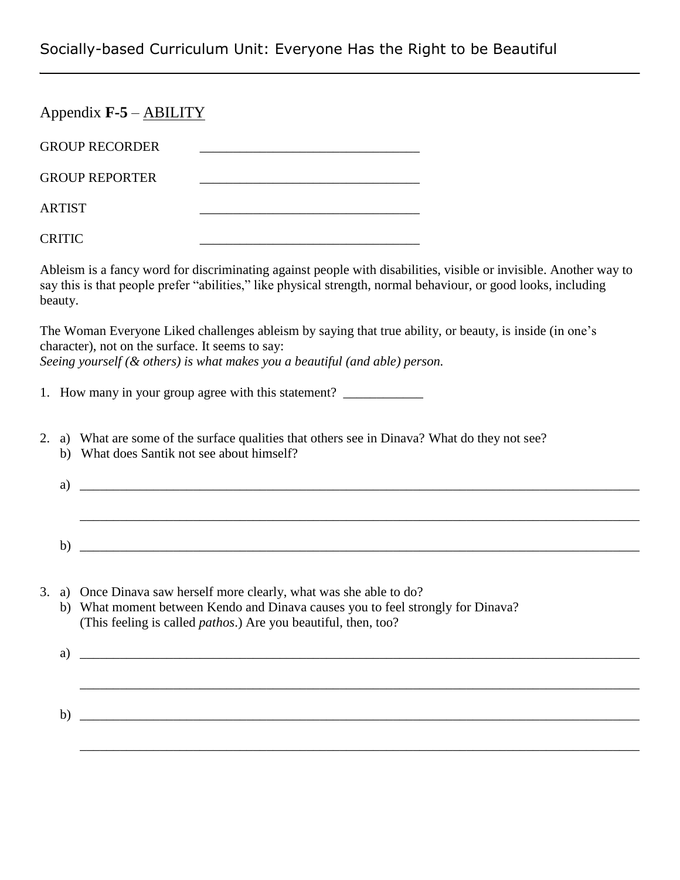## Appendix **F-5** – ABILITY

GROUP RECORDER _________________________________

GROUP REPORTER _________________________________

ARTIST _________________________________

CRITIC _________________________________

Ableism is a fancy word for discriminating against people with disabilities, visible or invisible. Another way to say this is that people prefer "abilities," like physical strength, normal behaviour, or good looks, including beauty.

The Woman Everyone Liked challenges ableism by saying that true ability, or beauty, is inside (in one's character), not on the surface. It seems to say:
*Seeing yourself (& others) is what makes you a beautiful (and able) person.*

1. How many in your group agree with this statement? ____________

2. a) What are some of the surface qualities that others see in Dinava? What do they not see?
   b) What does Santik not see about himself?

   a) ________________________________________________________________________________

   ________________________________________________________________________________

   b) ________________________________________________________________________________

3. a) Once Dinava saw herself more clearly, what was she able to do?
   b) What moment between Kendo and Dinava causes you to feel strongly for Dinava? (This feeling is called *pathos*.) Are you beautiful, then, too?

   a) ________________________________________________________________________________

   ________________________________________________________________________________

   b) ________________________________________________________________________________

   ________________________________________________________________________________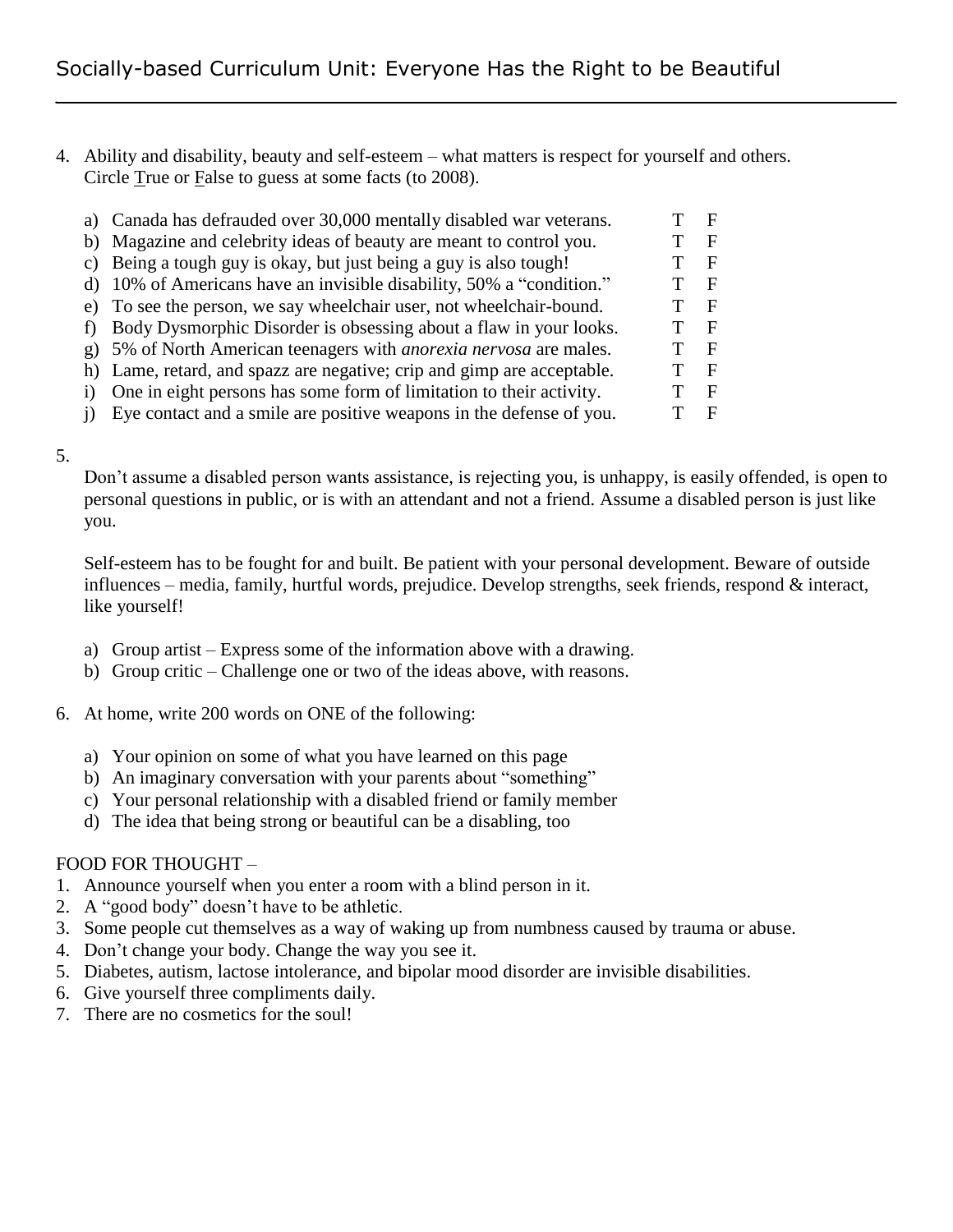4. Ability and disability, beauty and self-esteem – what matters is respect for yourself and others. Circle True or False to guess at some facts (to 2008).

   a) Canada has defrauded over 30,000 mentally disabled war veterans. T F
   b) Magazine and celebrity ideas of beauty are meant to control you. T F
   c) Being a tough guy is okay, but just being a guy is also tough! T F
   d) 10% of Americans have an invisible disability, 50% a "condition." T F
   e) To see the person, we say wheelchair user, not wheelchair-bound. T F
   f) Body Dysmorphic Disorder is obsessing about a flaw in your looks. T F
   g) 5% of North American teenagers with *anorexia nervosa* are males. T F
   h) Lame, retard, and spazz are negative; crip and gimp are acceptable. T F
   i) One in eight persons has some form of limitation to their activity. T F
   j) Eye contact and a smile are positive weapons in the defense of you. T F

5. Don't assume a disabled person wants assistance, is rejecting you, is unhappy, is easily offended, is open to personal questions in public, or is with an attendant and not a friend. Assume a disabled person is just like you.

   Self-esteem has to be fought for and built. Be patient with your personal development. Beware of outside influences – media, family, hurtful words, prejudice. Develop strengths, seek friends, respond & interact, like yourself!

   a) Group artist – Express some of the information above with a drawing.
   b) Group critic – Challenge one or two of the ideas above, with reasons.

6. At home, write 200 words on ONE of the following:

   a) Your opinion on some of what you have learned on this page
   b) An imaginary conversation with your parents about "something"
   c) Your personal relationship with a disabled friend or family member
   d) The idea that being strong or beautiful can be a disabling, too

FOOD FOR THOUGHT –

1. Announce yourself when you enter a room with a blind person in it.
2. A "good body" doesn't have to be athletic.
3. Some people cut themselves as a way of waking up from numbness caused by trauma or abuse.
4. Don't change your body. Change the way you see it.
5. Diabetes, autism, lactose intolerance, and bipolar mood disorder are invisible disabilities.
6. Give yourself three compliments daily.
7. There are no cosmetics for the soul!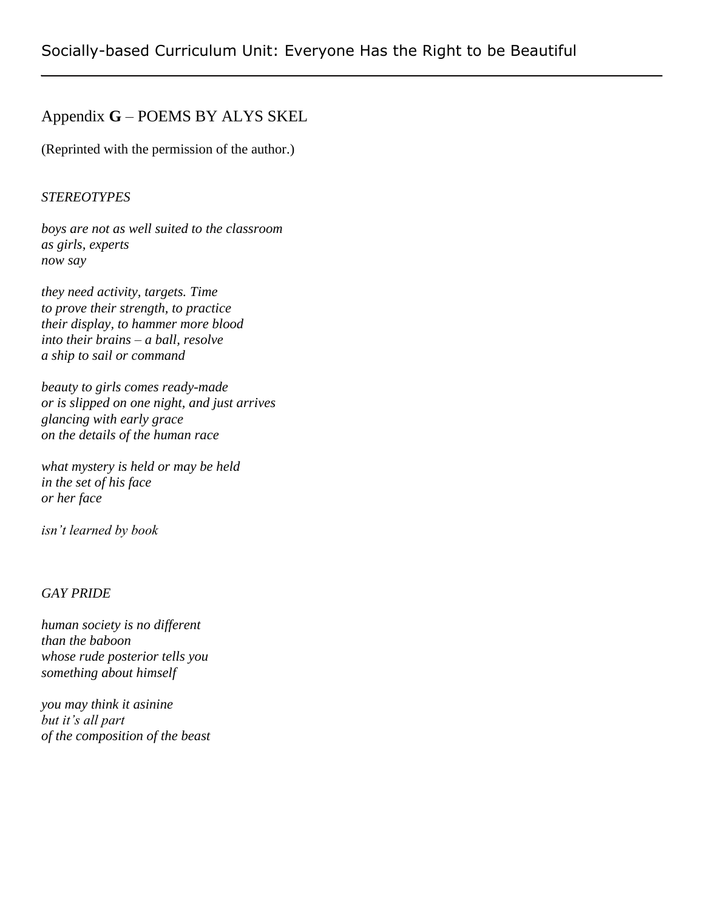## Appendix **G** – POEMS BY ALYS SKEL

(Reprinted with the permission of the author.)

*STEREOTYPES*

*boys are not as well suited to the classroom*
*as girls, experts*
*now say*

*they need activity, targets. Time*
*to prove their strength, to practice*
*their display, to hammer more blood*
*into their brains – a ball, resolve*
*a ship to sail or command*

*beauty to girls comes ready-made*
*or is slipped on one night, and just arrives*
*glancing with early grace*
*on the details of the human race*

*what mystery is held or may be held*
*in the set of his face*
*or her face*

*isn't learned by book*

*GAY PRIDE*

*human society is no different*
*than the baboon*
*whose rude posterior tells you*
*something about himself*

*you may think it asinine*
*but it's all part*
*of the composition of the beast*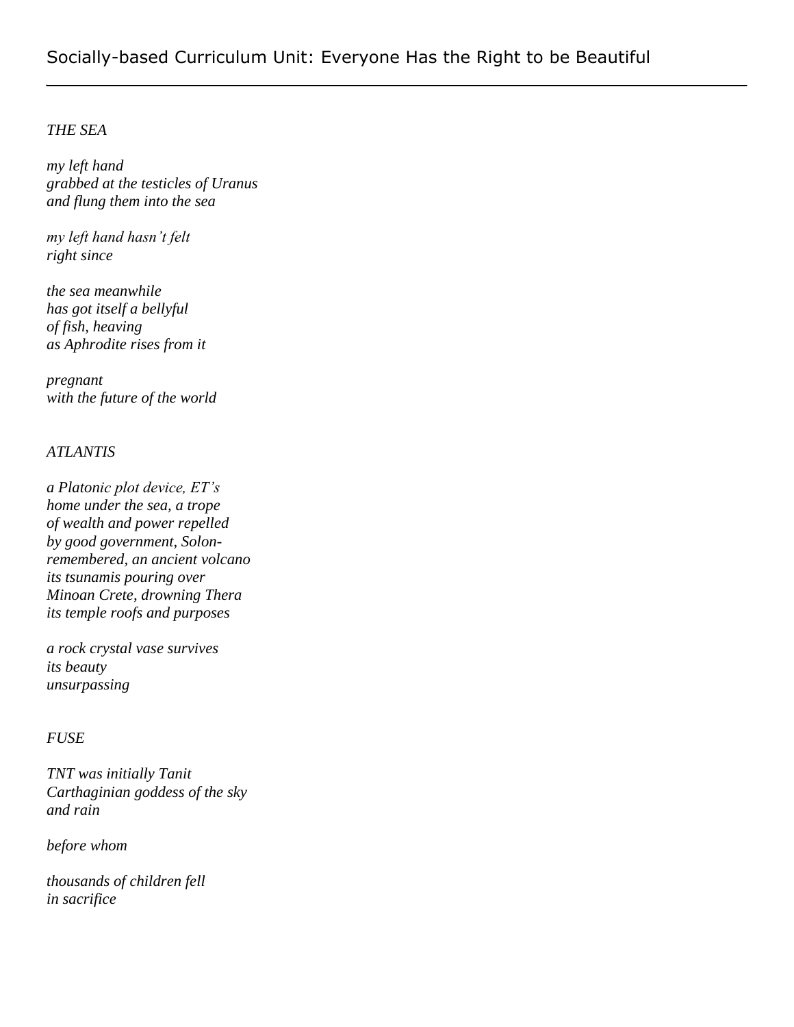*THE SEA*

*my left hand*
*grabbed at the testicles of Uranus*
*and flung them into the sea*

*my left hand hasn't felt*
*right since*

*the sea meanwhile*
*has got itself a bellyful*
*of fish, heaving*
*as Aphrodite rises from it*

*pregnant*
*with the future of the world*

*ATLANTIS*

*a Platonic plot device, ET's*
*home under the sea, a trope*
*of wealth and power repelled*
*by good government, Solon-*
*remembered, an ancient volcano*
*its tsunamis pouring over*
*Minoan Crete, drowning Thera*
*its temple roofs and purposes*

*a rock crystal vase survives*
*its beauty*
*unsurpassing*

*FUSE*

*TNT was initially Tanit*
*Carthaginian goddess of the sky*
*and rain*

*before whom*

*thousands of children fell*
*in sacrifice*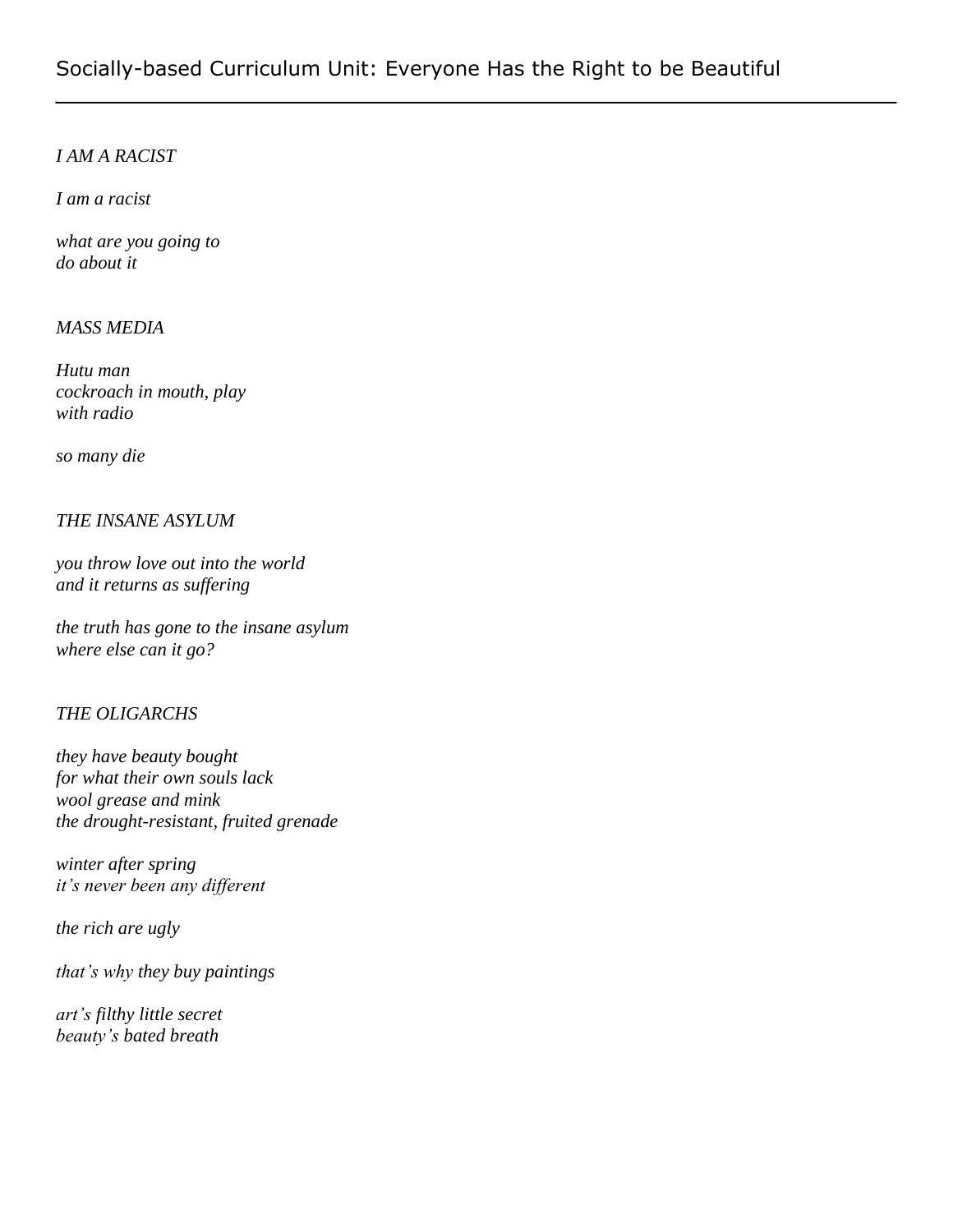*I AM A RACIST*

*I am a racist*

*what are you going to*
*do about it*

*MASS MEDIA*

*Hutu man*
*cockroach in mouth, play*
*with radio*

*so many die*

*THE INSANE ASYLUM*

*you throw love out into the world*
*and it returns as suffering*

*the truth has gone to the insane asylum*
*where else can it go?*

*THE OLIGARCHS*

*they have beauty bought*
*for what their own souls lack*
*wool grease and mink*
*the drought-resistant, fruited grenade*

*winter after spring*
*it's never been any different*

*the rich are ugly*

*that's why they buy paintings*

*art's filthy little secret*
*beauty's bated breath*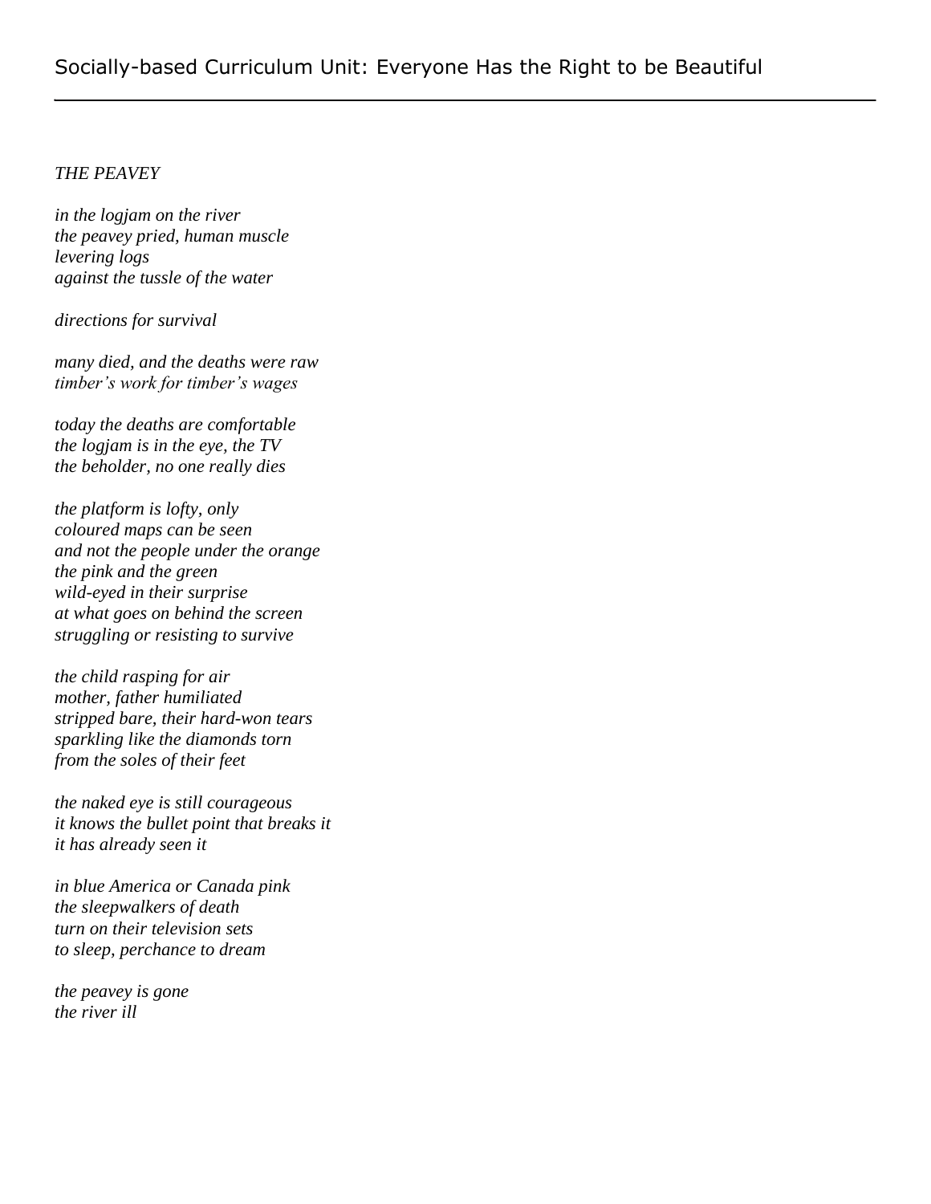*THE PEAVEY*

*in the logjam on the river*
*the peavey pried, human muscle*
*levering logs*
*against the tussle of the water*

*directions for survival*

*many died, and the deaths were raw*
*timber's work for timber's wages*

*today the deaths are comfortable*
*the logjam is in the eye, the TV*
*the beholder, no one really dies*

*the platform is lofty, only*
*coloured maps can be seen*
*and not the people under the orange*
*the pink and the green*
*wild-eyed in their surprise*
*at what goes on behind the screen*
*struggling or resisting to survive*

*the child rasping for air*
*mother, father humiliated*
*stripped bare, their hard-won tears*
*sparkling like the diamonds torn*
*from the soles of their feet*

*the naked eye is still courageous*
*it knows the bullet point that breaks it*
*it has already seen it*

*in blue America or Canada pink*
*the sleepwalkers of death*
*turn on their television sets*
*to sleep, perchance to dream*

*the peavey is gone*
*the river ill*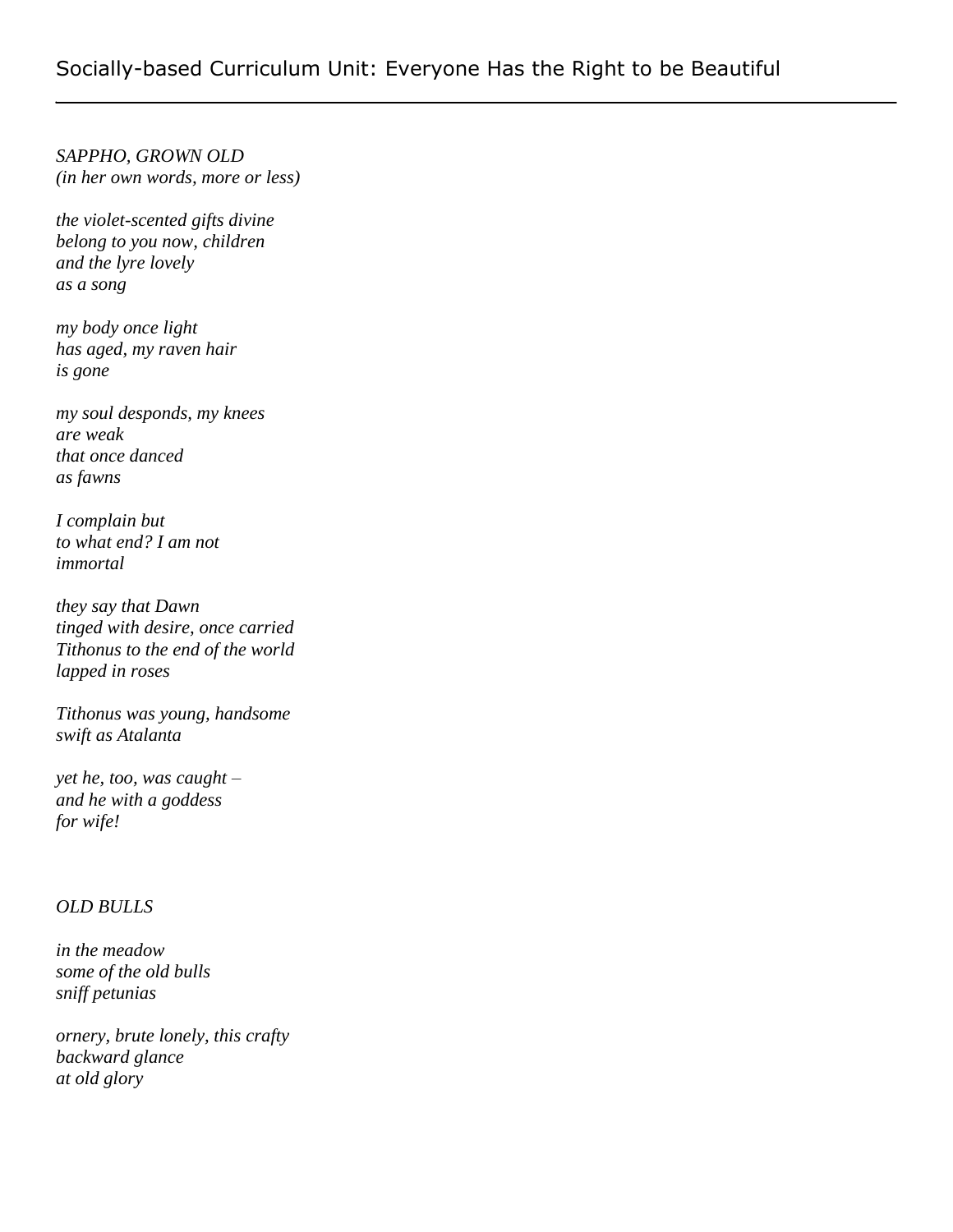*SAPPHO, GROWN OLD*
*(in her own words, more or less)*

*the violet-scented gifts divine*
*belong to you now, children*
*and the lyre lovely*
*as a song*

*my body once light*
*has aged, my raven hair*
*is gone*

*my soul desponds, my knees*
*are weak*
*that once danced*
*as fawns*

*I complain but*
*to what end? I am not*
*immortal*

*they say that Dawn*
*tinged with desire, once carried*
*Tithonus to the end of the world*
*lapped in roses*

*Tithonus was young, handsome*
*swift as Atalanta*

*yet he, too, was caught –*
*and he with a goddess*
*for wife!*

*OLD BULLS*

*in the meadow*
*some of the old bulls*
*sniff petunias*

*ornery, brute lonely, this crafty*
*backward glance*
*at old glory*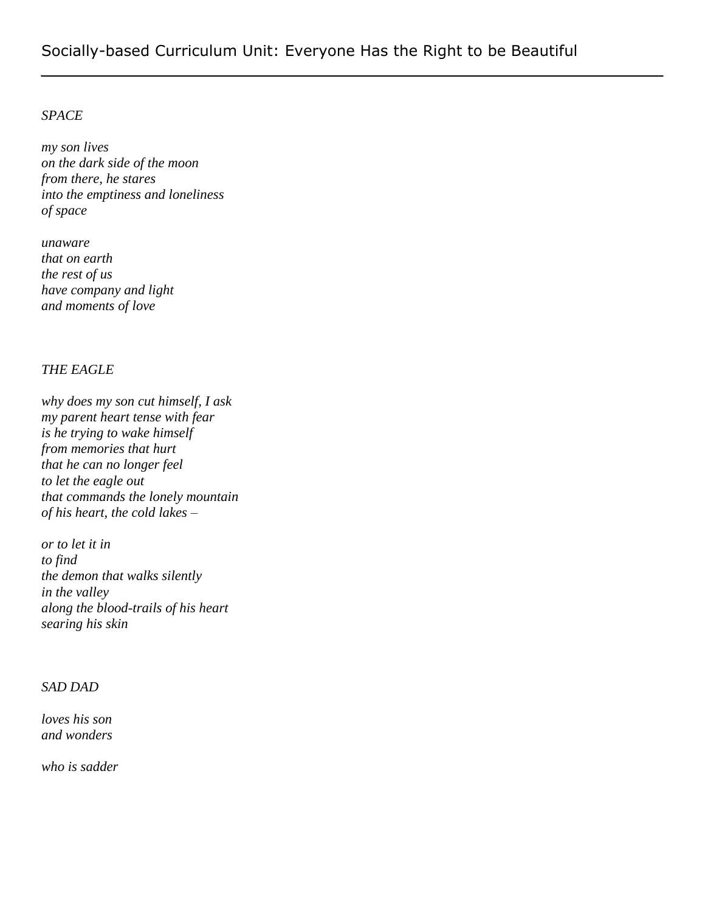*SPACE*

*my son lives*
*on the dark side of the moon*
*from there, he stares*
*into the emptiness and loneliness*
*of space*

*unaware*
*that on earth*
*the rest of us*
*have company and light*
*and moments of love*

*THE EAGLE*

*why does my son cut himself, I ask*
*my parent heart tense with fear*
*is he trying to wake himself*
*from memories that hurt*
*that he can no longer feel*
*to let the eagle out*
*that commands the lonely mountain*
*of his heart, the cold lakes –*

*or to let it in*
*to find*
*the demon that walks silently*
*in the valley*
*along the blood-trails of his heart*
*searing his skin*

*SAD DAD*

*loves his son*
*and wonders*

*who is sadder*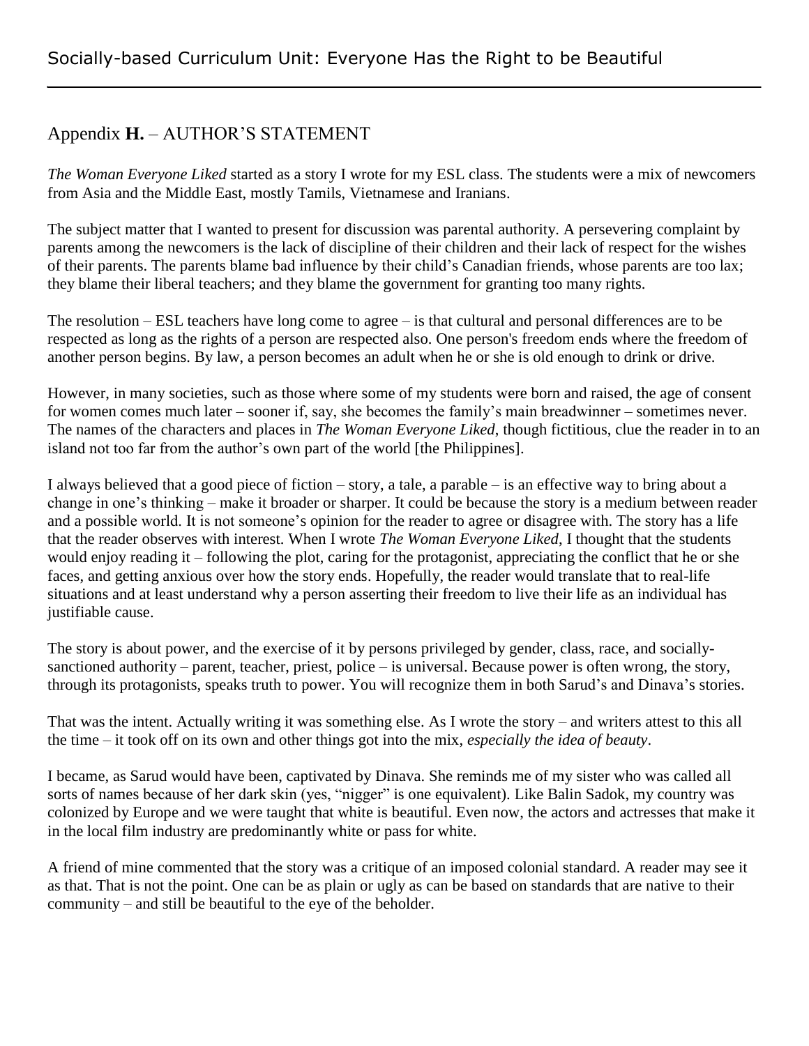## Appendix **H.** – AUTHOR'S STATEMENT

*The Woman Everyone Liked* started as a story I wrote for my ESL class. The students were a mix of newcomers from Asia and the Middle East, mostly Tamils, Vietnamese and Iranians.

The subject matter that I wanted to present for discussion was parental authority. A persevering complaint by parents among the newcomers is the lack of discipline of their children and their lack of respect for the wishes of their parents. The parents blame bad influence by their child's Canadian friends, whose parents are too lax; they blame their liberal teachers; and they blame the government for granting too many rights.

The resolution – ESL teachers have long come to agree – is that cultural and personal differences are to be respected as long as the rights of a person are respected also. One person's freedom ends where the freedom of another person begins. By law, a person becomes an adult when he or she is old enough to drink or drive.

However, in many societies, such as those where some of my students were born and raised, the age of consent for women comes much later – sooner if, say, she becomes the family's main breadwinner – sometimes never. The names of the characters and places in *The Woman Everyone Liked*, though fictitious, clue the reader in to an island not too far from the author's own part of the world [the Philippines].

I always believed that a good piece of fiction – story, a tale, a parable – is an effective way to bring about a change in one's thinking – make it broader or sharper. It could be because the story is a medium between reader and a possible world. It is not someone's opinion for the reader to agree or disagree with. The story has a life that the reader observes with interest. When I wrote *The Woman Everyone Liked*, I thought that the students would enjoy reading it – following the plot, caring for the protagonist, appreciating the conflict that he or she faces, and getting anxious over how the story ends. Hopefully, the reader would translate that to real-life situations and at least understand why a person asserting their freedom to live their life as an individual has justifiable cause.

The story is about power, and the exercise of it by persons privileged by gender, class, race, and socially-sanctioned authority – parent, teacher, priest, police – is universal. Because power is often wrong, the story, through its protagonists, speaks truth to power. You will recognize them in both Sarud's and Dinava's stories.

That was the intent. Actually writing it was something else. As I wrote the story – and writers attest to this all the time – it took off on its own and other things got into the mix, *especially the idea of beauty*.

I became, as Sarud would have been, captivated by Dinava. She reminds me of my sister who was called all sorts of names because of her dark skin (yes, "nigger" is one equivalent). Like Balin Sadok, my country was colonized by Europe and we were taught that white is beautiful. Even now, the actors and actresses that make it in the local film industry are predominantly white or pass for white.

A friend of mine commented that the story was a critique of an imposed colonial standard. A reader may see it as that. That is not the point. One can be as plain or ugly as can be based on standards that are native to their community – and still be beautiful to the eye of the beholder.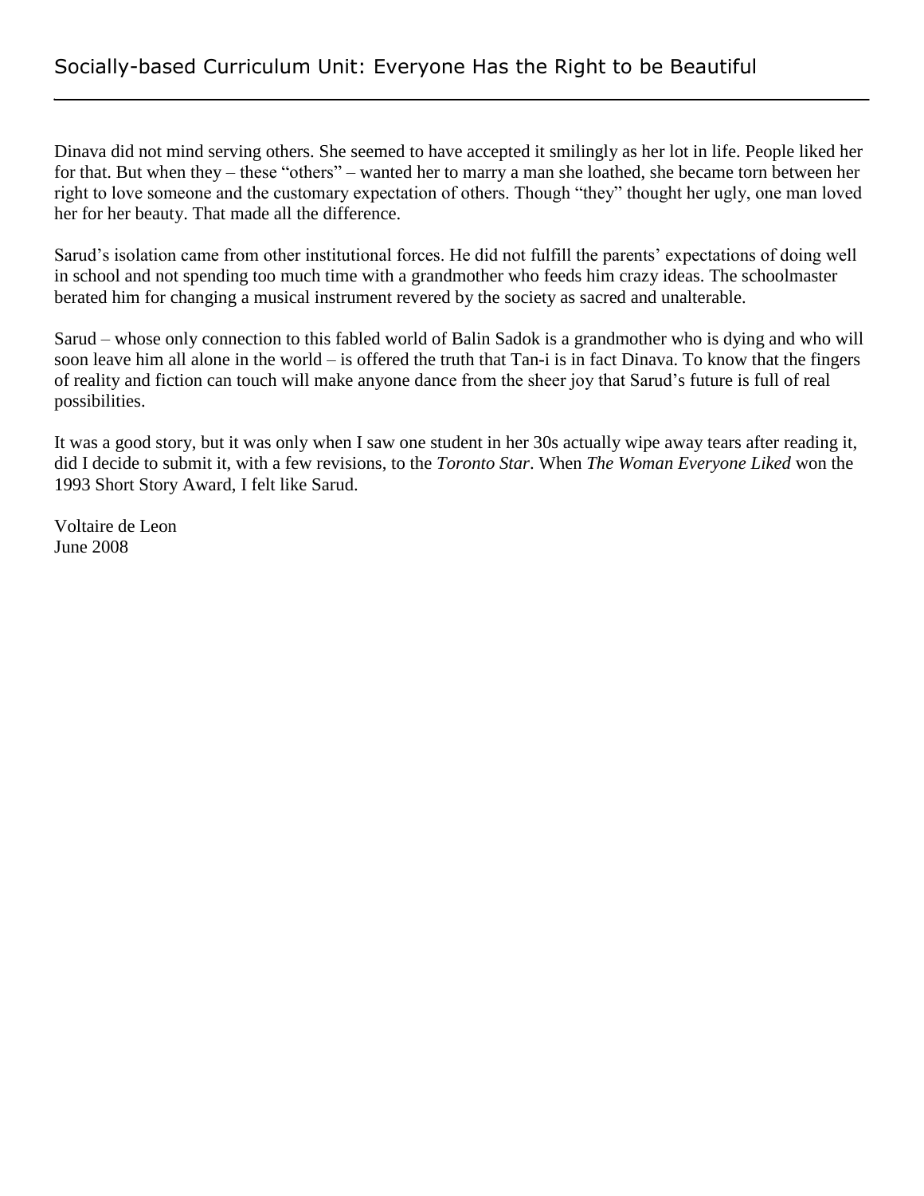Dinava did not mind serving others. She seemed to have accepted it smilingly as her lot in life. People liked her for that. But when they – these "others" – wanted her to marry a man she loathed, she became torn between her right to love someone and the customary expectation of others. Though "they" thought her ugly, one man loved her for her beauty. That made all the difference.

Sarud's isolation came from other institutional forces. He did not fulfill the parents' expectations of doing well in school and not spending too much time with a grandmother who feeds him crazy ideas. The schoolmaster berated him for changing a musical instrument revered by the society as sacred and unalterable.

Sarud – whose only connection to this fabled world of Balin Sadok is a grandmother who is dying and who will soon leave him all alone in the world – is offered the truth that Tan-i is in fact Dinava. To know that the fingers of reality and fiction can touch will make anyone dance from the sheer joy that Sarud's future is full of real possibilities.

It was a good story, but it was only when I saw one student in her 30s actually wipe away tears after reading it, did I decide to submit it, with a few revisions, to the *Toronto Star*. When *The Woman Everyone Liked* won the 1993 Short Story Award, I felt like Sarud.

Voltaire de Leon
June 2008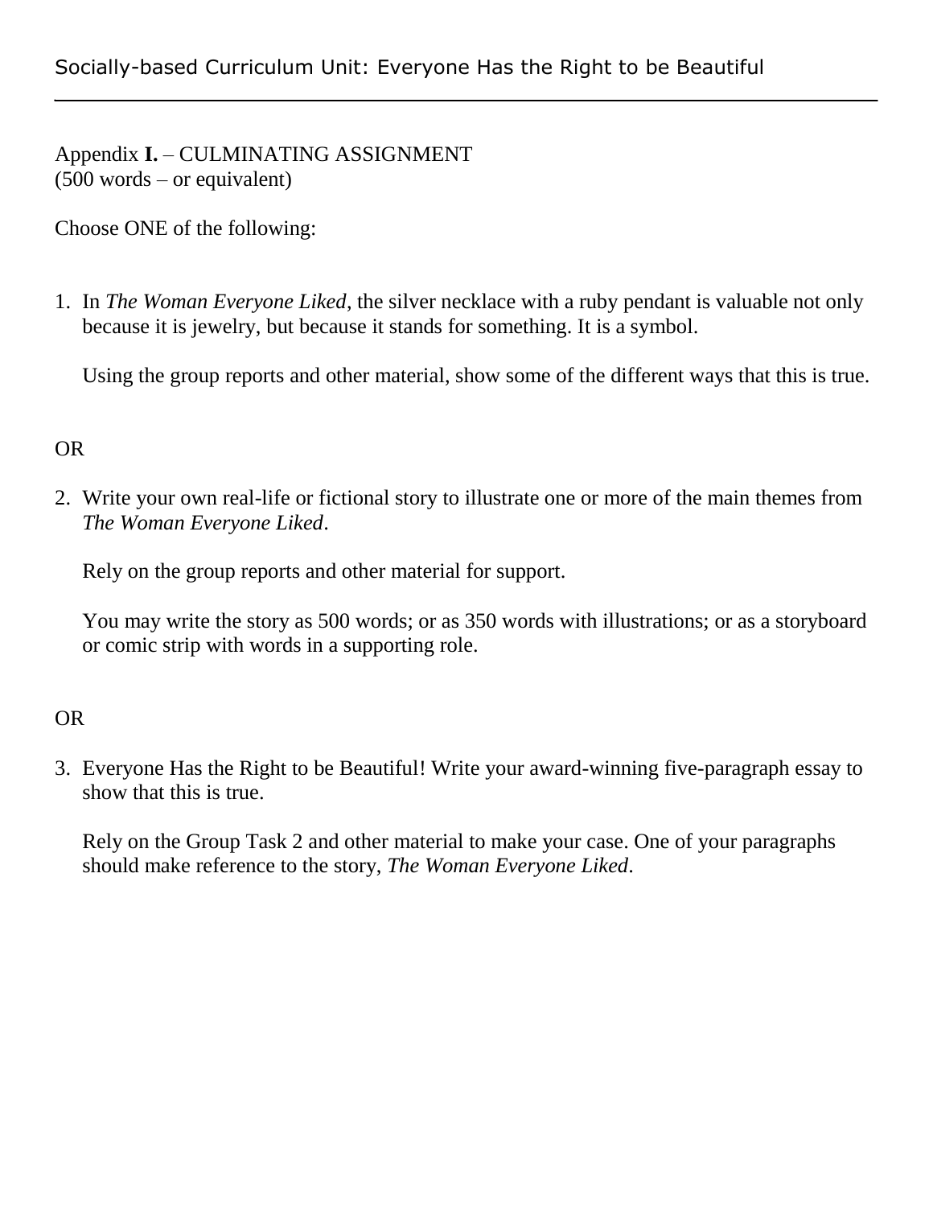Appendix **I.** – CULMINATING ASSIGNMENT
(500 words – or equivalent)

Choose ONE of the following:

1. In *The Woman Everyone Liked*, the silver necklace with a ruby pendant is valuable not only because it is jewelry, but because it stands for something. It is a symbol.

   Using the group reports and other material, show some of the different ways that this is true.

OR

2. Write your own real-life or fictional story to illustrate one or more of the main themes from *The Woman Everyone Liked*.

   Rely on the group reports and other material for support.

   You may write the story as 500 words; or as 350 words with illustrations; or as a storyboard or comic strip with words in a supporting role.

OR

3. Everyone Has the Right to be Beautiful! Write your award-winning five-paragraph essay to show that this is true.

   Rely on the Group Task 2 and other material to make your case. One of your paragraphs should make reference to the story, *The Woman Everyone Liked*.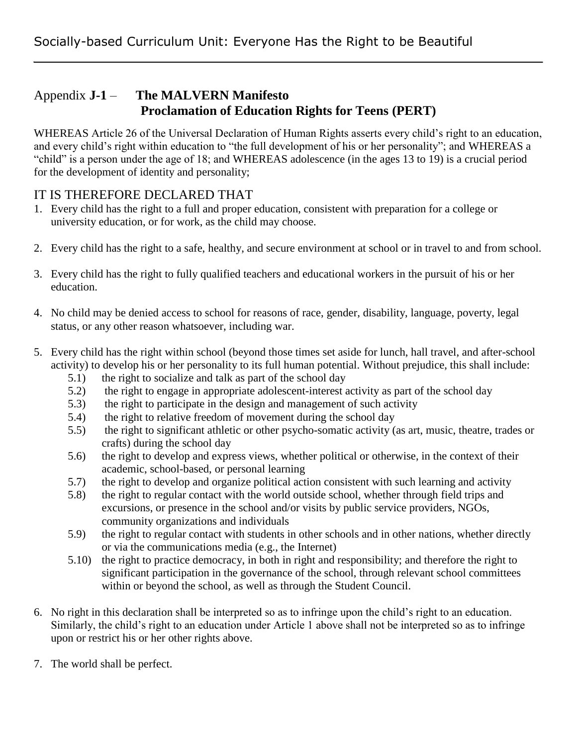## Appendix **J-1** – **The MALVERN Manifesto**
## **Proclamation of Education Rights for Teens (PERT)**

WHEREAS Article 26 of the Universal Declaration of Human Rights asserts every child's right to an education, and every child's right within education to "the full development of his or her personality"; and WHEREAS a "child" is a person under the age of 18; and WHEREAS adolescence (in the ages 13 to 19) is a crucial period for the development of identity and personality;

### IT IS THEREFORE DECLARED THAT

1. Every child has the right to a full and proper education, consistent with preparation for a college or university education, or for work, as the child may choose.

2. Every child has the right to a safe, healthy, and secure environment at school or in travel to and from school.

3. Every child has the right to fully qualified teachers and educational workers in the pursuit of his or her education.

4. No child may be denied access to school for reasons of race, gender, disability, language, poverty, legal status, or any other reason whatsoever, including war.

5. Every child has the right within school (beyond those times set aside for lunch, hall travel, and after-school activity) to develop his or her personality to its full human potential. Without prejudice, this shall include:
   - 5.1) the right to socialize and talk as part of the school day
   - 5.2) the right to engage in appropriate adolescent-interest activity as part of the school day
   - 5.3) the right to participate in the design and management of such activity
   - 5.4) the right to relative freedom of movement during the school day
   - 5.5) the right to significant athletic or other psycho-somatic activity (as art, music, theatre, trades or crafts) during the school day
   - 5.6) the right to develop and express views, whether political or otherwise, in the context of their academic, school-based, or personal learning
   - 5.7) the right to develop and organize political action consistent with such learning and activity
   - 5.8) the right to regular contact with the world outside school, whether through field trips and excursions, or presence in the school and/or visits by public service providers, NGOs, community organizations and individuals
   - 5.9) the right to regular contact with students in other schools and in other nations, whether directly or via the communications media (e.g., the Internet)
   - 5.10) the right to practice democracy, in both in right and responsibility; and therefore the right to significant participation in the governance of the school, through relevant school committees within or beyond the school, as well as through the Student Council.

6. No right in this declaration shall be interpreted so as to infringe upon the child's right to an education. Similarly, the child's right to an education under Article 1 above shall not be interpreted so as to infringe upon or restrict his or her other rights above.

7. The world shall be perfect.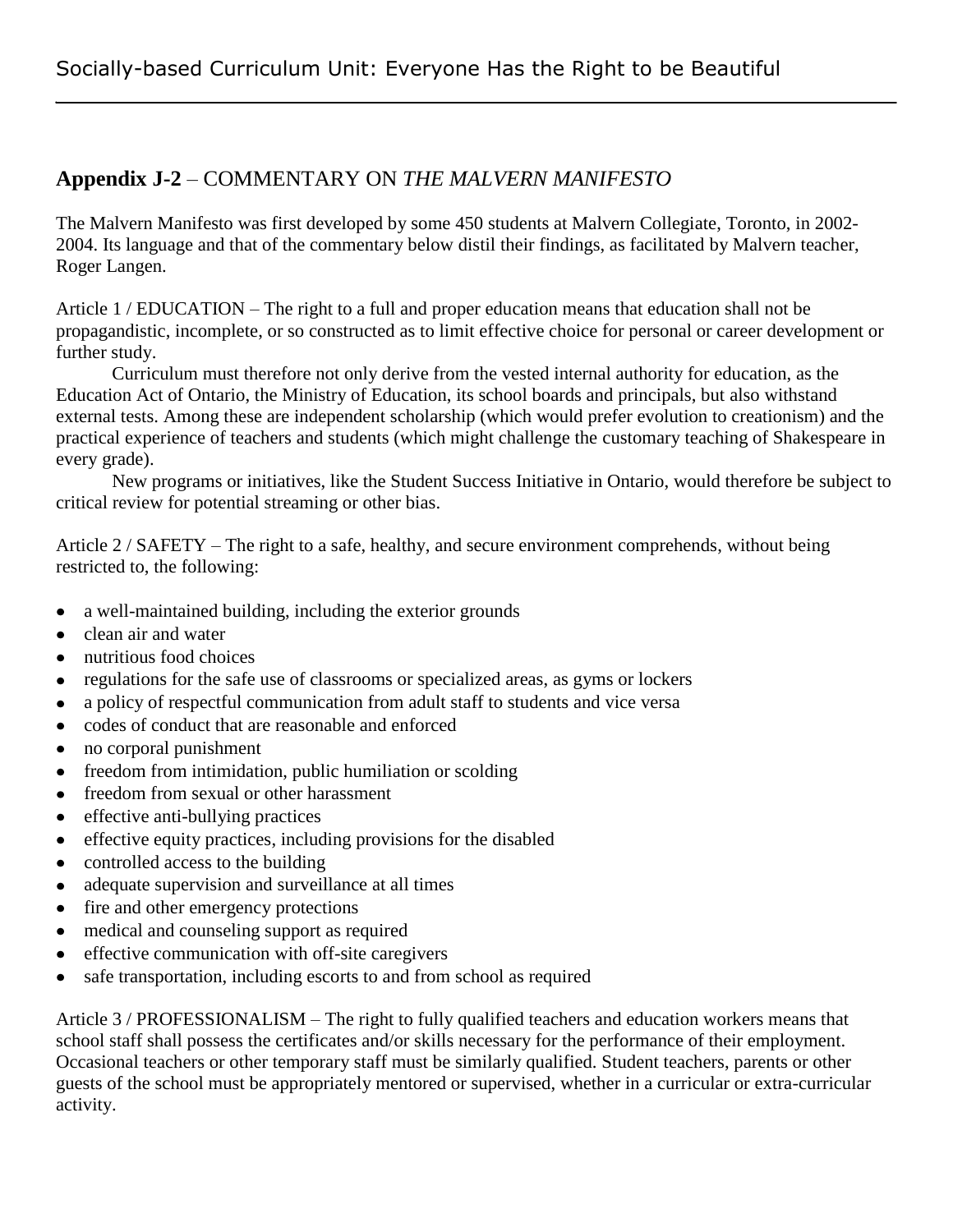## Appendix J-2 – COMMENTARY ON *THE MALVERN MANIFESTO*

The Malvern Manifesto was first developed by some 450 students at Malvern Collegiate, Toronto, in 2002-2004. Its language and that of the commentary below distil their findings, as facilitated by Malvern teacher, Roger Langen.

Article 1 / EDUCATION – The right to a full and proper education means that education shall not be propagandistic, incomplete, or so constructed as to limit effective choice for personal or career development or further study.

Curriculum must therefore not only derive from the vested internal authority for education, as the Education Act of Ontario, the Ministry of Education, its school boards and principals, but also withstand external tests. Among these are independent scholarship (which would prefer evolution to creationism) and the practical experience of teachers and students (which might challenge the customary teaching of Shakespeare in every grade).

New programs or initiatives, like the Student Success Initiative in Ontario, would therefore be subject to critical review for potential streaming or other bias.

Article 2 / SAFETY – The right to a safe, healthy, and secure environment comprehends, without being restricted to, the following:

- a well-maintained building, including the exterior grounds
- clean air and water
- nutritious food choices
- regulations for the safe use of classrooms or specialized areas, as gyms or lockers
- a policy of respectful communication from adult staff to students and vice versa
- codes of conduct that are reasonable and enforced
- no corporal punishment
- freedom from intimidation, public humiliation or scolding
- freedom from sexual or other harassment
- effective anti-bullying practices
- effective equity practices, including provisions for the disabled
- controlled access to the building
- adequate supervision and surveillance at all times
- fire and other emergency protections
- medical and counseling support as required
- effective communication with off-site caregivers
- safe transportation, including escorts to and from school as required

Article 3 / PROFESSIONALISM – The right to fully qualified teachers and education workers means that school staff shall possess the certificates and/or skills necessary for the performance of their employment. Occasional teachers or other temporary staff must be similarly qualified. Student teachers, parents or other guests of the school must be appropriately mentored or supervised, whether in a curricular or extra-curricular activity.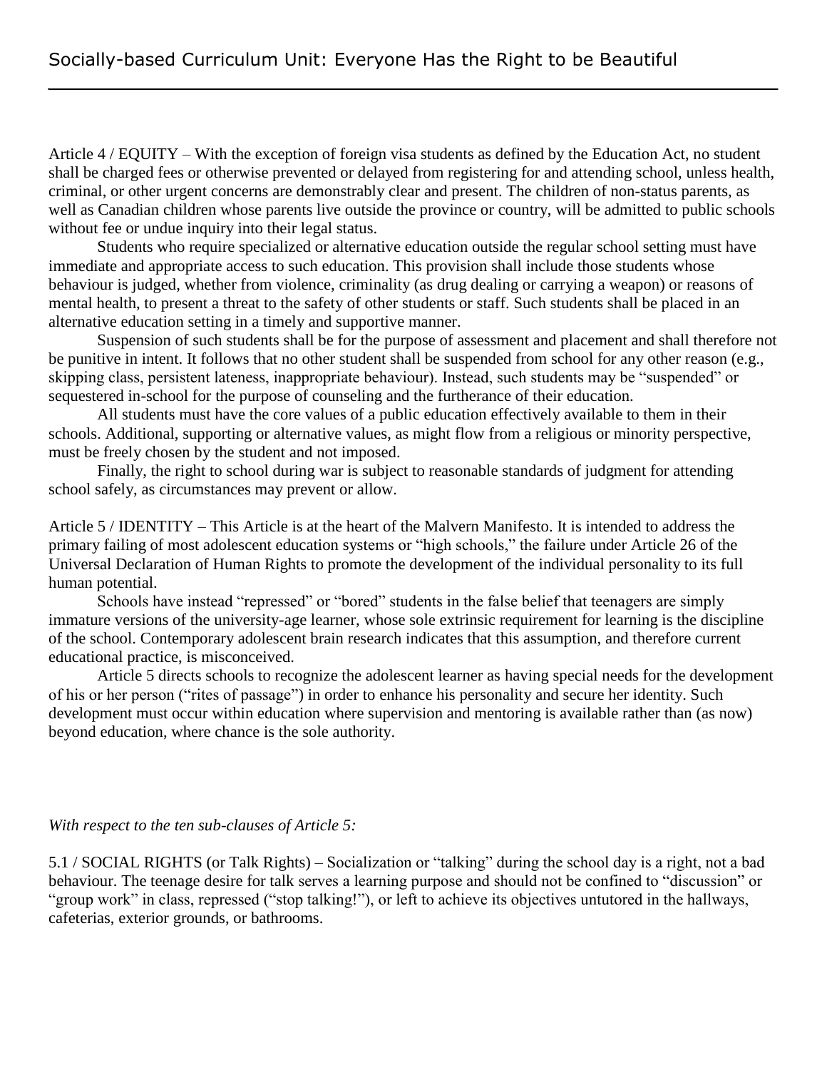Article 4 / EQUITY – With the exception of foreign visa students as defined by the Education Act, no student shall be charged fees or otherwise prevented or delayed from registering for and attending school, unless health, criminal, or other urgent concerns are demonstrably clear and present. The children of non-status parents, as well as Canadian children whose parents live outside the province or country, will be admitted to public schools without fee or undue inquiry into their legal status.

Students who require specialized or alternative education outside the regular school setting must have immediate and appropriate access to such education. This provision shall include those students whose behaviour is judged, whether from violence, criminality (as drug dealing or carrying a weapon) or reasons of mental health, to present a threat to the safety of other students or staff. Such students shall be placed in an alternative education setting in a timely and supportive manner.

Suspension of such students shall be for the purpose of assessment and placement and shall therefore not be punitive in intent. It follows that no other student shall be suspended from school for any other reason (e.g., skipping class, persistent lateness, inappropriate behaviour). Instead, such students may be "suspended" or sequestered in-school for the purpose of counseling and the furtherance of their education.

All students must have the core values of a public education effectively available to them in their schools. Additional, supporting or alternative values, as might flow from a religious or minority perspective, must be freely chosen by the student and not imposed.

Finally, the right to school during war is subject to reasonable standards of judgment for attending school safely, as circumstances may prevent or allow.

Article 5 / IDENTITY – This Article is at the heart of the Malvern Manifesto. It is intended to address the primary failing of most adolescent education systems or "high schools," the failure under Article 26 of the Universal Declaration of Human Rights to promote the development of the individual personality to its full human potential.

Schools have instead "repressed" or "bored" students in the false belief that teenagers are simply immature versions of the university-age learner, whose sole extrinsic requirement for learning is the discipline of the school. Contemporary adolescent brain research indicates that this assumption, and therefore current educational practice, is misconceived.

Article 5 directs schools to recognize the adolescent learner as having special needs for the development of his or her person ("rites of passage") in order to enhance his personality and secure her identity. Such development must occur within education where supervision and mentoring is available rather than (as now) beyond education, where chance is the sole authority.

*With respect to the ten sub-clauses of Article 5:*

5.1 / SOCIAL RIGHTS (or Talk Rights) – Socialization or "talking" during the school day is a right, not a bad behaviour. The teenage desire for talk serves a learning purpose and should not be confined to "discussion" or "group work" in class, repressed ("stop talking!"), or left to achieve its objectives untutored in the hallways, cafeterias, exterior grounds, or bathrooms.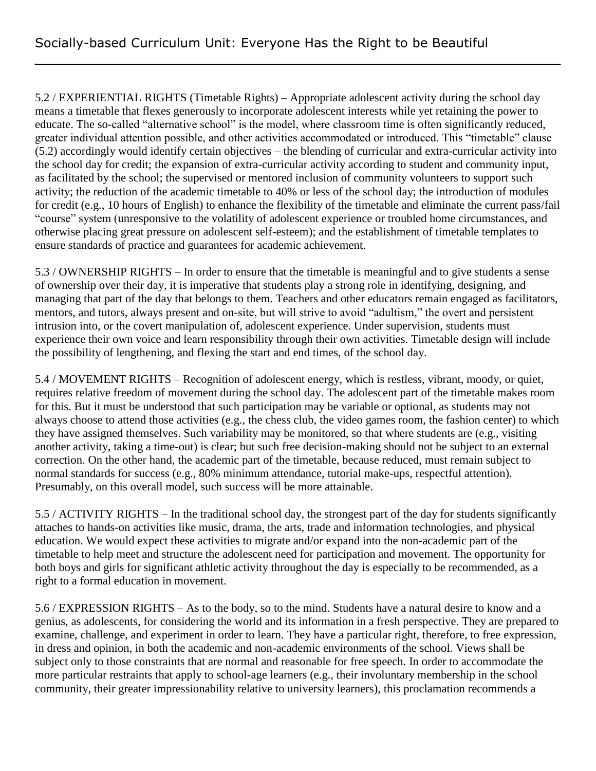5.2 / EXPERIENTIAL RIGHTS (Timetable Rights) – Appropriate adolescent activity during the school day means a timetable that flexes generously to incorporate adolescent interests while yet retaining the power to educate. The so-called "alternative school" is the model, where classroom time is often significantly reduced, greater individual attention possible, and other activities accommodated or introduced. This "timetable" clause (5.2) accordingly would identify certain objectives – the blending of curricular and extra-curricular activity into the school day for credit; the expansion of extra-curricular activity according to student and community input, as facilitated by the school; the supervised or mentored inclusion of community volunteers to support such activity; the reduction of the academic timetable to 40% or less of the school day; the introduction of modules for credit (e.g., 10 hours of English) to enhance the flexibility of the timetable and eliminate the current pass/fail "course" system (unresponsive to the volatility of adolescent experience or troubled home circumstances, and otherwise placing great pressure on adolescent self-esteem); and the establishment of timetable templates to ensure standards of practice and guarantees for academic achievement.

5.3 / OWNERSHIP RIGHTS – In order to ensure that the timetable is meaningful and to give students a sense of ownership over their day, it is imperative that students play a strong role in identifying, designing, and managing that part of the day that belongs to them. Teachers and other educators remain engaged as facilitators, mentors, and tutors, always present and on-site, but will strive to avoid "adultism," the overt and persistent intrusion into, or the covert manipulation of, adolescent experience. Under supervision, students must experience their own voice and learn responsibility through their own activities. Timetable design will include the possibility of lengthening, and flexing the start and end times, of the school day.

5.4 / MOVEMENT RIGHTS – Recognition of adolescent energy, which is restless, vibrant, moody, or quiet, requires relative freedom of movement during the school day. The adolescent part of the timetable makes room for this. But it must be understood that such participation may be variable or optional, as students may not always choose to attend those activities (e.g., the chess club, the video games room, the fashion center) to which they have assigned themselves. Such variability may be monitored, so that where students are (e.g., visiting another activity, taking a time-out) is clear; but such free decision-making should not be subject to an external correction. On the other hand, the academic part of the timetable, because reduced, must remain subject to normal standards for success (e.g., 80% minimum attendance, tutorial make-ups, respectful attention). Presumably, on this overall model, such success will be more attainable.

5.5 / ACTIVITY RIGHTS – In the traditional school day, the strongest part of the day for students significantly attaches to hands-on activities like music, drama, the arts, trade and information technologies, and physical education. We would expect these activities to migrate and/or expand into the non-academic part of the timetable to help meet and structure the adolescent need for participation and movement. The opportunity for both boys and girls for significant athletic activity throughout the day is especially to be recommended, as a right to a formal education in movement.

5.6 / EXPRESSION RIGHTS – As to the body, so to the mind. Students have a natural desire to know and a genius, as adolescents, for considering the world and its information in a fresh perspective. They are prepared to examine, challenge, and experiment in order to learn. They have a particular right, therefore, to free expression, in dress and opinion, in both the academic and non-academic environments of the school. Views shall be subject only to those constraints that are normal and reasonable for free speech. In order to accommodate the more particular restraints that apply to school-age learners (e.g., their involuntary membership in the school community, their greater impressionability relative to university learners), this proclamation recommends a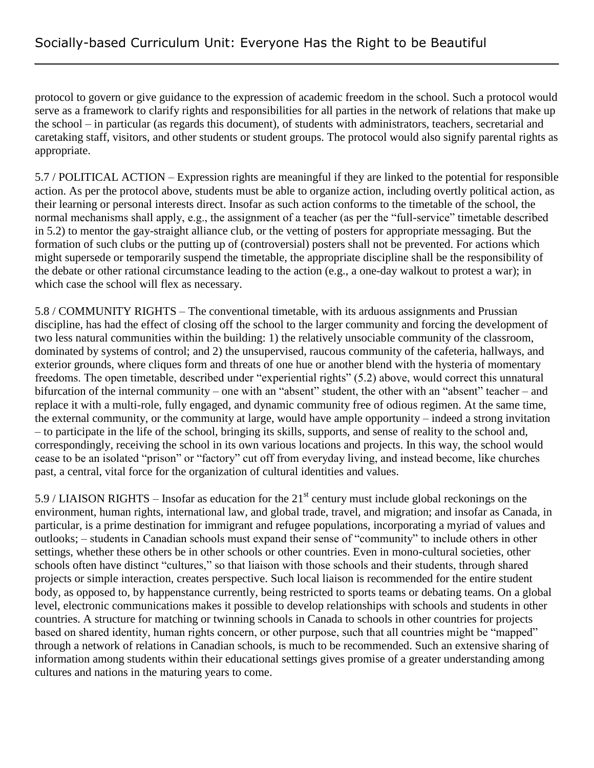protocol to govern or give guidance to the expression of academic freedom in the school. Such a protocol would serve as a framework to clarify rights and responsibilities for all parties in the network of relations that make up the school – in particular (as regards this document), of students with administrators, teachers, secretarial and caretaking staff, visitors, and other students or student groups. The protocol would also signify parental rights as appropriate.

5.7 / POLITICAL ACTION – Expression rights are meaningful if they are linked to the potential for responsible action. As per the protocol above, students must be able to organize action, including overtly political action, as their learning or personal interests direct. Insofar as such action conforms to the timetable of the school, the normal mechanisms shall apply, e.g., the assignment of a teacher (as per the "full-service" timetable described in 5.2) to mentor the gay-straight alliance club, or the vetting of posters for appropriate messaging. But the formation of such clubs or the putting up of (controversial) posters shall not be prevented. For actions which might supersede or temporarily suspend the timetable, the appropriate discipline shall be the responsibility of the debate or other rational circumstance leading to the action (e.g., a one-day walkout to protest a war); in which case the school will flex as necessary.

5.8 / COMMUNITY RIGHTS – The conventional timetable, with its arduous assignments and Prussian discipline, has had the effect of closing off the school to the larger community and forcing the development of two less natural communities within the building: 1) the relatively unsociable community of the classroom, dominated by systems of control; and 2) the unsupervised, raucous community of the cafeteria, hallways, and exterior grounds, where cliques form and threats of one hue or another blend with the hysteria of momentary freedoms. The open timetable, described under "experiential rights" (5.2) above, would correct this unnatural bifurcation of the internal community – one with an "absent" student, the other with an "absent" teacher – and replace it with a multi-role, fully engaged, and dynamic community free of odious regimen. At the same time, the external community, or the community at large, would have ample opportunity – indeed a strong invitation – to participate in the life of the school, bringing its skills, supports, and sense of reality to the school and, correspondingly, receiving the school in its own various locations and projects. In this way, the school would cease to be an isolated "prison" or "factory" cut off from everyday living, and instead become, like churches past, a central, vital force for the organization of cultural identities and values.

5.9 / LIAISON RIGHTS – Insofar as education for the 21st century must include global reckonings on the environment, human rights, international law, and global trade, travel, and migration; and insofar as Canada, in particular, is a prime destination for immigrant and refugee populations, incorporating a myriad of values and outlooks; – students in Canadian schools must expand their sense of "community" to include others in other settings, whether these others be in other schools or other countries. Even in mono-cultural societies, other schools often have distinct "cultures," so that liaison with those schools and their students, through shared projects or simple interaction, creates perspective. Such local liaison is recommended for the entire student body, as opposed to, by happenstance currently, being restricted to sports teams or debating teams. On a global level, electronic communications makes it possible to develop relationships with schools and students in other countries. A structure for matching or twinning schools in Canada to schools in other countries for projects based on shared identity, human rights concern, or other purpose, such that all countries might be "mapped" through a network of relations in Canadian schools, is much to be recommended. Such an extensive sharing of information among students within their educational settings gives promise of a greater understanding among cultures and nations in the maturing years to come.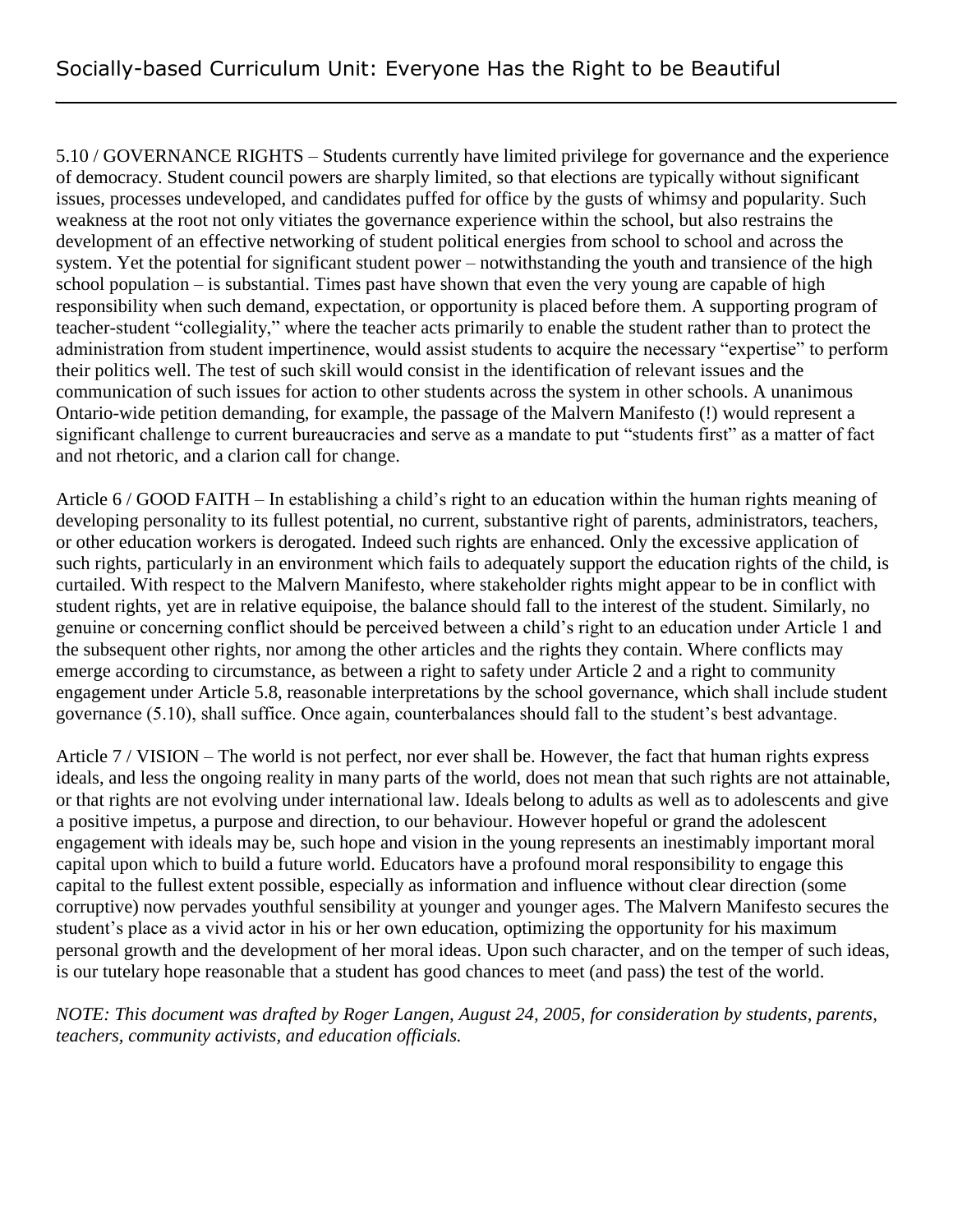5.10 / GOVERNANCE RIGHTS – Students currently have limited privilege for governance and the experience of democracy. Student council powers are sharply limited, so that elections are typically without significant issues, processes undeveloped, and candidates puffed for office by the gusts of whimsy and popularity. Such weakness at the root not only vitiates the governance experience within the school, but also restrains the development of an effective networking of student political energies from school to school and across the system. Yet the potential for significant student power – notwithstanding the youth and transience of the high school population – is substantial. Times past have shown that even the very young are capable of high responsibility when such demand, expectation, or opportunity is placed before them. A supporting program of teacher-student "collegiality," where the teacher acts primarily to enable the student rather than to protect the administration from student impertinence, would assist students to acquire the necessary "expertise" to perform their politics well. The test of such skill would consist in the identification of relevant issues and the communication of such issues for action to other students across the system in other schools. A unanimous Ontario-wide petition demanding, for example, the passage of the Malvern Manifesto (!) would represent a significant challenge to current bureaucracies and serve as a mandate to put "students first" as a matter of fact and not rhetoric, and a clarion call for change.

Article 6 / GOOD FAITH – In establishing a child's right to an education within the human rights meaning of developing personality to its fullest potential, no current, substantive right of parents, administrators, teachers, or other education workers is derogated. Indeed such rights are enhanced. Only the excessive application of such rights, particularly in an environment which fails to adequately support the education rights of the child, is curtailed. With respect to the Malvern Manifesto, where stakeholder rights might appear to be in conflict with student rights, yet are in relative equipoise, the balance should fall to the interest of the student. Similarly, no genuine or concerning conflict should be perceived between a child's right to an education under Article 1 and the subsequent other rights, nor among the other articles and the rights they contain. Where conflicts may emerge according to circumstance, as between a right to safety under Article 2 and a right to community engagement under Article 5.8, reasonable interpretations by the school governance, which shall include student governance (5.10), shall suffice. Once again, counterbalances should fall to the student's best advantage.

Article 7 / VISION – The world is not perfect, nor ever shall be. However, the fact that human rights express ideals, and less the ongoing reality in many parts of the world, does not mean that such rights are not attainable, or that rights are not evolving under international law. Ideals belong to adults as well as to adolescents and give a positive impetus, a purpose and direction, to our behaviour. However hopeful or grand the adolescent engagement with ideals may be, such hope and vision in the young represents an inestimably important moral capital upon which to build a future world. Educators have a profound moral responsibility to engage this capital to the fullest extent possible, especially as information and influence without clear direction (some corruptive) now pervades youthful sensibility at younger and younger ages. The Malvern Manifesto secures the student's place as a vivid actor in his or her own education, optimizing the opportunity for his maximum personal growth and the development of her moral ideas. Upon such character, and on the temper of such ideas, is our tutelary hope reasonable that a student has good chances to meet (and pass) the test of the world.

*NOTE: This document was drafted by Roger Langen, August 24, 2005, for consideration by students, parents, teachers, community activists, and education officials.*